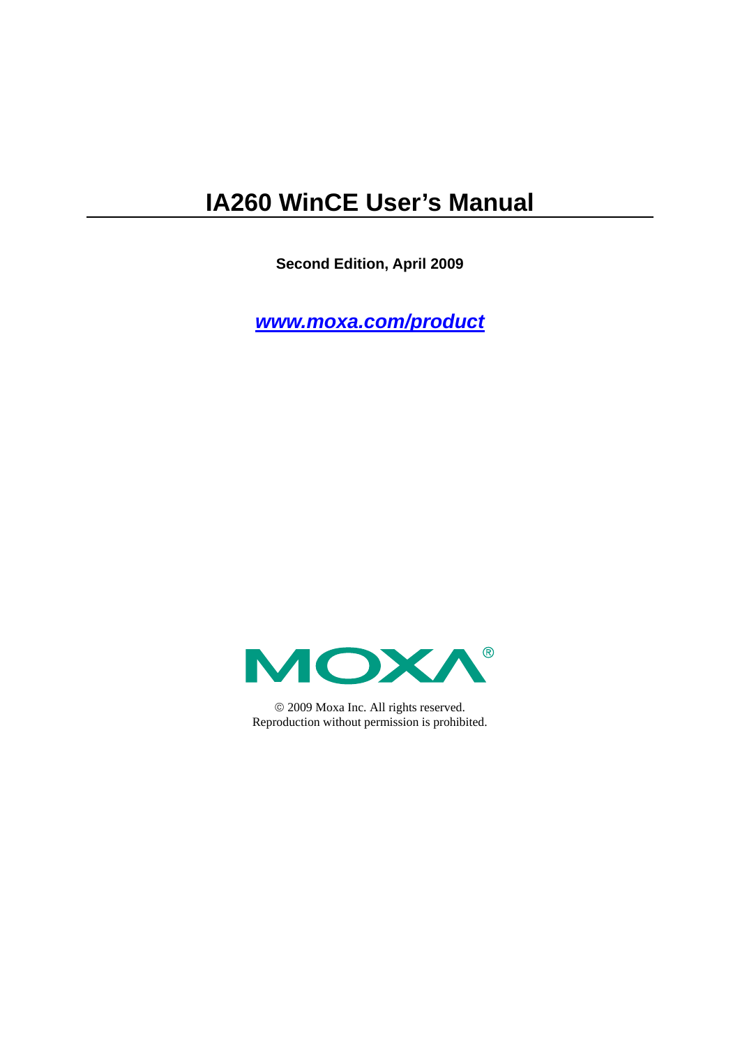# IA260 WinCE User's Manual

**Second Edition, April 2009**

***www.moxa.com/product***

MOXA®

© 2009 Moxa Inc. All rights reserved.
Reproduction without permission is prohibited.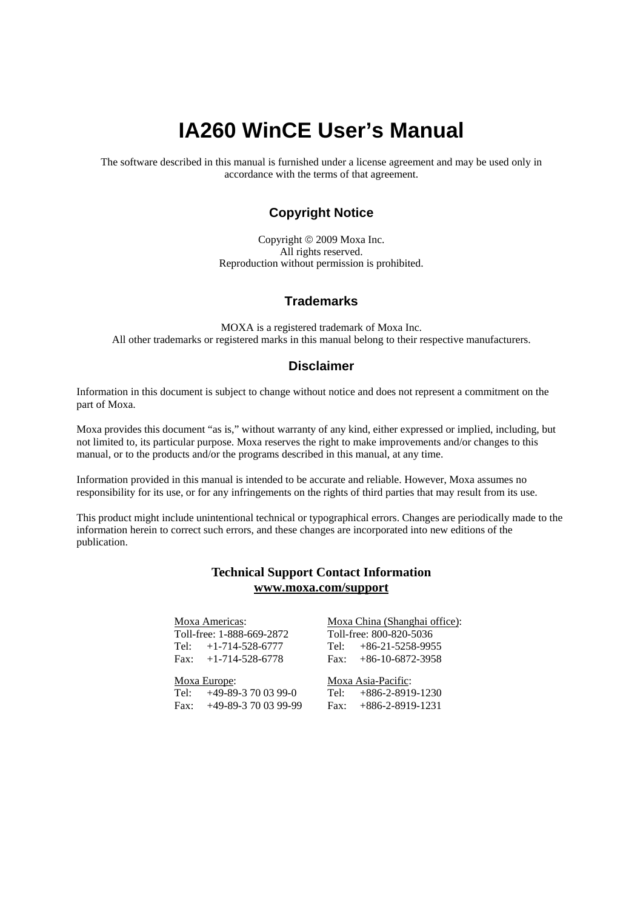# IA260 WinCE User's Manual

The software described in this manual is furnished under a license agreement and may be used only in accordance with the terms of that agreement.

## Copyright Notice

Copyright © 2009 Moxa Inc.
All rights reserved.
Reproduction without permission is prohibited.

## Trademarks

MOXA is a registered trademark of Moxa Inc.
All other trademarks or registered marks in this manual belong to their respective manufacturers.

## Disclaimer

Information in this document is subject to change without notice and does not represent a commitment on the part of Moxa.

Moxa provides this document "as is," without warranty of any kind, either expressed or implied, including, but not limited to, its particular purpose. Moxa reserves the right to make improvements and/or changes to this manual, or to the products and/or the programs described in this manual, at any time.

Information provided in this manual is intended to be accurate and reliable. However, Moxa assumes no responsibility for its use, or for any infringements on the rights of third parties that may result from its use.

This product might include unintentional technical or typographical errors. Changes are periodically made to the information herein to correct such errors, and these changes are incorporated into new editions of the publication.

**Technical Support Contact Information**
**www.moxa.com/support**

Moxa Americas:
Toll-free: 1-888-669-2872
Tel: +1-714-528-6777
Fax: +1-714-528-6778

Moxa China (Shanghai office):
Toll-free: 800-820-5036
Tel: +86-21-5258-9955
Fax: +86-10-6872-3958

Moxa Europe:
Tel: +49-89-3 70 03 99-0
Fax: +49-89-3 70 03 99-99

Moxa Asia-Pacific:
Tel: +886-2-8919-1230
Fax: +886-2-8919-1231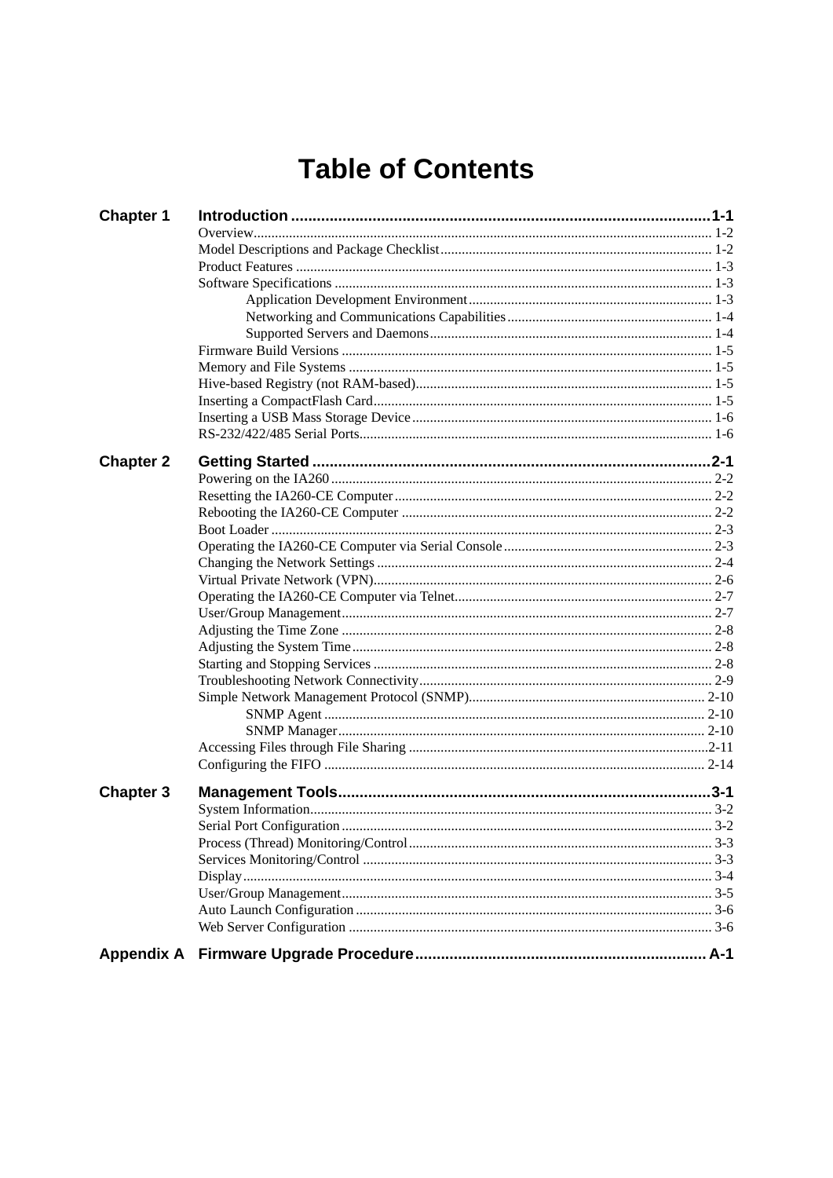# Table of Contents

**Chapter 1 Introduction ........................................ 1-1**

- Overview........................................ 1-2
- Model Descriptions and Package Checklist........................................ 1-2
- Product Features ........................................ 1-3
- Software Specifications ........................................ 1-3
  - Application Development Environment........................................ 1-3
  - Networking and Communications Capabilities........................................ 1-4
  - Supported Servers and Daemons........................................ 1-4
- Firmware Build Versions ........................................ 1-5
- Memory and File Systems ........................................ 1-5
- Hive-based Registry (not RAM-based)........................................ 1-5
- Inserting a CompactFlash Card........................................ 1-5
- Inserting a USB Mass Storage Device........................................ 1-6
- RS-232/422/485 Serial Ports........................................ 1-6

**Chapter 2 Getting Started ........................................ 2-1**

- Powering on the IA260........................................ 2-2
- Resetting the IA260-CE Computer........................................ 2-2
- Rebooting the IA260-CE Computer ........................................ 2-2
- Boot Loader ........................................ 2-3
- Operating the IA260-CE Computer via Serial Console........................................ 2-3
- Changing the Network Settings ........................................ 2-4
- Virtual Private Network (VPN)........................................ 2-6
- Operating the IA260-CE Computer via Telnet........................................ 2-7
- User/Group Management........................................ 2-7
- Adjusting the Time Zone ........................................ 2-8
- Adjusting the System Time........................................ 2-8
- Starting and Stopping Services ........................................ 2-8
- Troubleshooting Network Connectivity........................................ 2-9
- Simple Network Management Protocol (SNMP)........................................ 2-10
  - SNMP Agent ........................................ 2-10
  - SNMP Manager........................................ 2-10
- Accessing Files through File Sharing ........................................ 2-11
- Configuring the FIFO ........................................ 2-14

**Chapter 3 Management Tools........................................ 3-1**

- System Information........................................ 3-2
- Serial Port Configuration........................................ 3-2
- Process (Thread) Monitoring/Control........................................ 3-3
- Services Monitoring/Control ........................................ 3-3
- Display........................................ 3-4
- User/Group Management........................................ 3-5
- Auto Launch Configuration........................................ 3-6
- Web Server Configuration ........................................ 3-6

**Appendix A Firmware Upgrade Procedure........................................ A-1**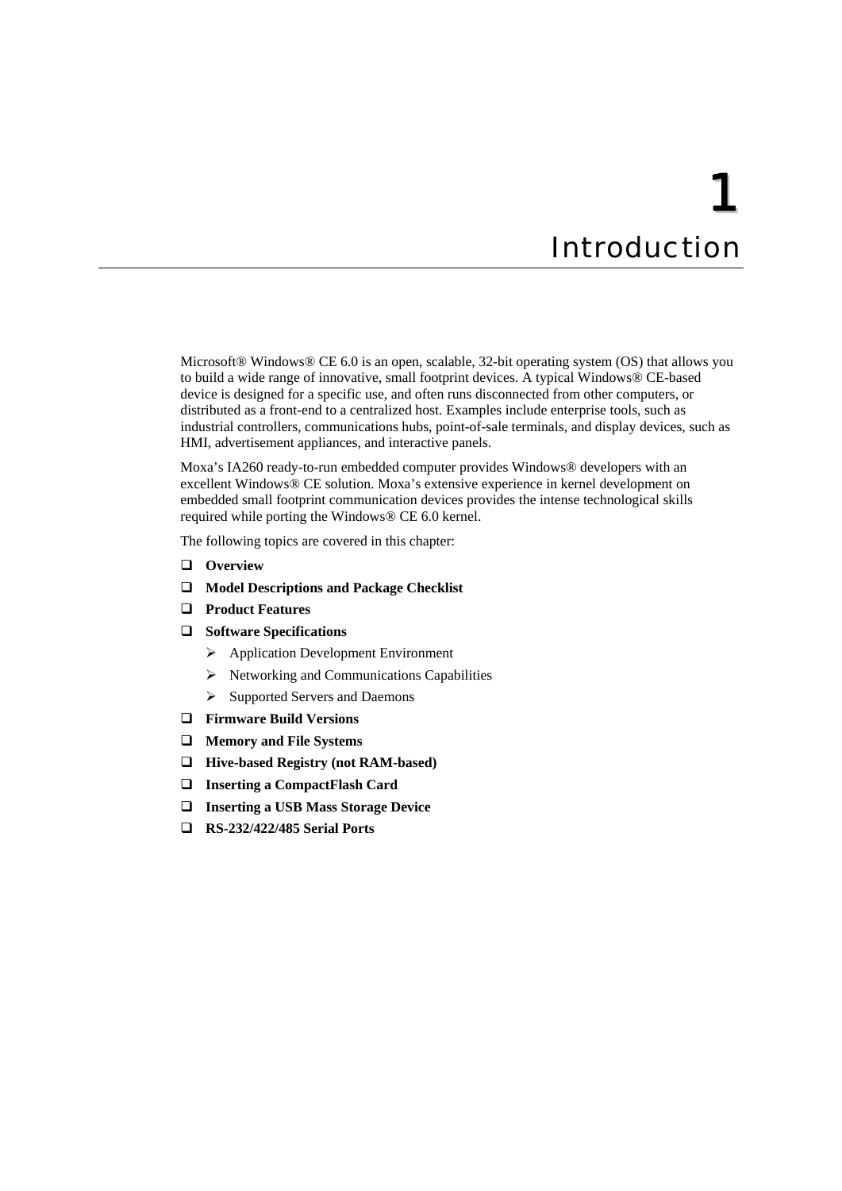# 1 Introduction

Microsoft® Windows® CE 6.0 is an open, scalable, 32-bit operating system (OS) that allows you to build a wide range of innovative, small footprint devices. A typical Windows® CE-based device is designed for a specific use, and often runs disconnected from other computers, or distributed as a front-end to a centralized host. Examples include enterprise tools, such as industrial controllers, communications hubs, point-of-sale terminals, and display devices, such as HMI, advertisement appliances, and interactive panels.

Moxa's IA260 ready-to-run embedded computer provides Windows® developers with an excellent Windows® CE solution. Moxa's extensive experience in kernel development on embedded small footprint communication devices provides the intense technological skills required while porting the Windows® CE 6.0 kernel.

The following topics are covered in this chapter:

- **Overview**
- **Model Descriptions and Package Checklist**
- **Product Features**
- **Software Specifications**
  - Application Development Environment
  - Networking and Communications Capabilities
  - Supported Servers and Daemons
- **Firmware Build Versions**
- **Memory and File Systems**
- **Hive-based Registry (not RAM-based)**
- **Inserting a CompactFlash Card**
- **Inserting a USB Mass Storage Device**
- **RS-232/422/485 Serial Ports**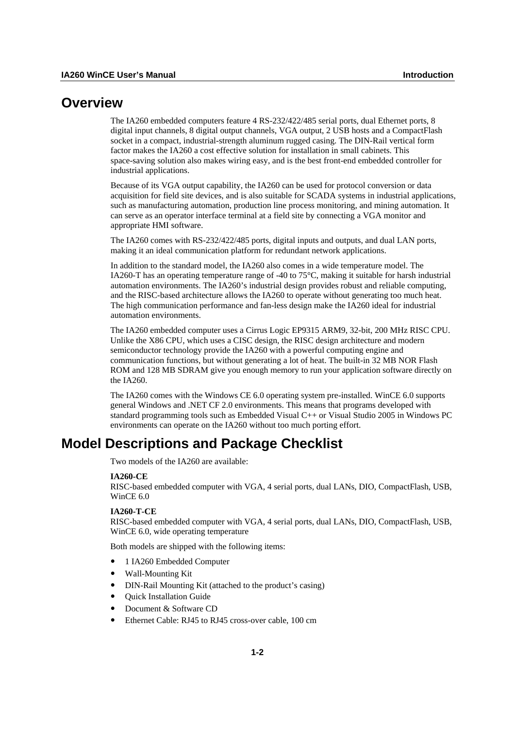## Overview

The IA260 embedded computers feature 4 RS-232/422/485 serial ports, dual Ethernet ports, 8 digital input channels, 8 digital output channels, VGA output, 2 USB hosts and a CompactFlash socket in a compact, industrial-strength aluminum rugged casing. The DIN-Rail vertical form factor makes the IA260 a cost effective solution for installation in small cabinets. This space-saving solution also makes wiring easy, and is the best front-end embedded controller for industrial applications.

Because of its VGA output capability, the IA260 can be used for protocol conversion or data acquisition for field site devices, and is also suitable for SCADA systems in industrial applications, such as manufacturing automation, production line process monitoring, and mining automation. It can serve as an operator interface terminal at a field site by connecting a VGA monitor and appropriate HMI software.

The IA260 comes with RS-232/422/485 ports, digital inputs and outputs, and dual LAN ports, making it an ideal communication platform for redundant network applications.

In addition to the standard model, the IA260 also comes in a wide temperature model. The IA260-T has an operating temperature range of -40 to 75°C, making it suitable for harsh industrial automation environments. The IA260's industrial design provides robust and reliable computing, and the RISC-based architecture allows the IA260 to operate without generating too much heat. The high communication performance and fan-less design make the IA260 ideal for industrial automation environments.

The IA260 embedded computer uses a Cirrus Logic EP9315 ARM9, 32-bit, 200 MHz RISC CPU. Unlike the X86 CPU, which uses a CISC design, the RISC design architecture and modern semiconductor technology provide the IA260 with a powerful computing engine and communication functions, but without generating a lot of heat. The built-in 32 MB NOR Flash ROM and 128 MB SDRAM give you enough memory to run your application software directly on the IA260.

The IA260 comes with the Windows CE 6.0 operating system pre-installed. WinCE 6.0 supports general Windows and .NET CF 2.0 environments. This means that programs developed with standard programming tools such as Embedded Visual C++ or Visual Studio 2005 in Windows PC environments can operate on the IA260 without too much porting effort.

## Model Descriptions and Package Checklist

Two models of the IA260 are available:

**IA260-CE**
RISC-based embedded computer with VGA, 4 serial ports, dual LANs, DIO, CompactFlash, USB, WinCE 6.0

**IA260-T-CE**
RISC-based embedded computer with VGA, 4 serial ports, dual LANs, DIO, CompactFlash, USB, WinCE 6.0, wide operating temperature

Both models are shipped with the following items:

- 1 IA260 Embedded Computer
- Wall-Mounting Kit
- DIN-Rail Mounting Kit (attached to the product's casing)
- Quick Installation Guide
- Document & Software CD
- Ethernet Cable: RJ45 to RJ45 cross-over cable, 100 cm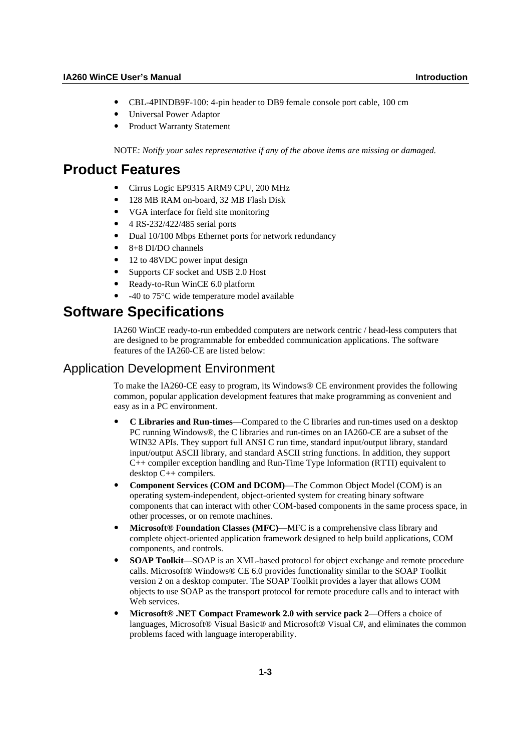- CBL-4PINDB9F-100: 4-pin header to DB9 female console port cable, 100 cm
- Universal Power Adaptor
- Product Warranty Statement

NOTE: *Notify your sales representative if any of the above items are missing or damaged.*

# Product Features

- Cirrus Logic EP9315 ARM9 CPU, 200 MHz
- 128 MB RAM on-board, 32 MB Flash Disk
- VGA interface for field site monitoring
- 4 RS-232/422/485 serial ports
- Dual 10/100 Mbps Ethernet ports for network redundancy
- 8+8 DI/DO channels
- 12 to 48VDC power input design
- Supports CF socket and USB 2.0 Host
- Ready-to-Run WinCE 6.0 platform
- -40 to 75°C wide temperature model available

# Software Specifications

IA260 WinCE ready-to-run embedded computers are network centric / head-less computers that are designed to be programmable for embedded communication applications. The software features of the IA260-CE are listed below:

## Application Development Environment

To make the IA260-CE easy to program, its Windows® CE environment provides the following common, popular application development features that make programming as convenient and easy as in a PC environment.

- **C Libraries and Run-times**—Compared to the C libraries and run-times used on a desktop PC running Windows®, the C libraries and run-times on an IA260-CE are a subset of the WIN32 APIs. They support full ANSI C run time, standard input/output library, standard input/output ASCII library, and standard ASCII string functions. In addition, they support C++ compiler exception handling and Run-Time Type Information (RTTI) equivalent to desktop C++ compilers.
- **Component Services (COM and DCOM)**—The Common Object Model (COM) is an operating system-independent, object-oriented system for creating binary software components that can interact with other COM-based components in the same process space, in other processes, or on remote machines.
- **Microsoft® Foundation Classes (MFC)**—MFC is a comprehensive class library and complete object-oriented application framework designed to help build applications, COM components, and controls.
- **SOAP Toolkit**—SOAP is an XML-based protocol for object exchange and remote procedure calls. Microsoft® Windows® CE 6.0 provides functionality similar to the SOAP Toolkit version 2 on a desktop computer. The SOAP Toolkit provides a layer that allows COM objects to use SOAP as the transport protocol for remote procedure calls and to interact with Web services.
- **Microsoft® .NET Compact Framework 2.0 with service pack 2**—Offers a choice of languages, Microsoft® Visual Basic® and Microsoft® Visual C#, and eliminates the common problems faced with language interoperability.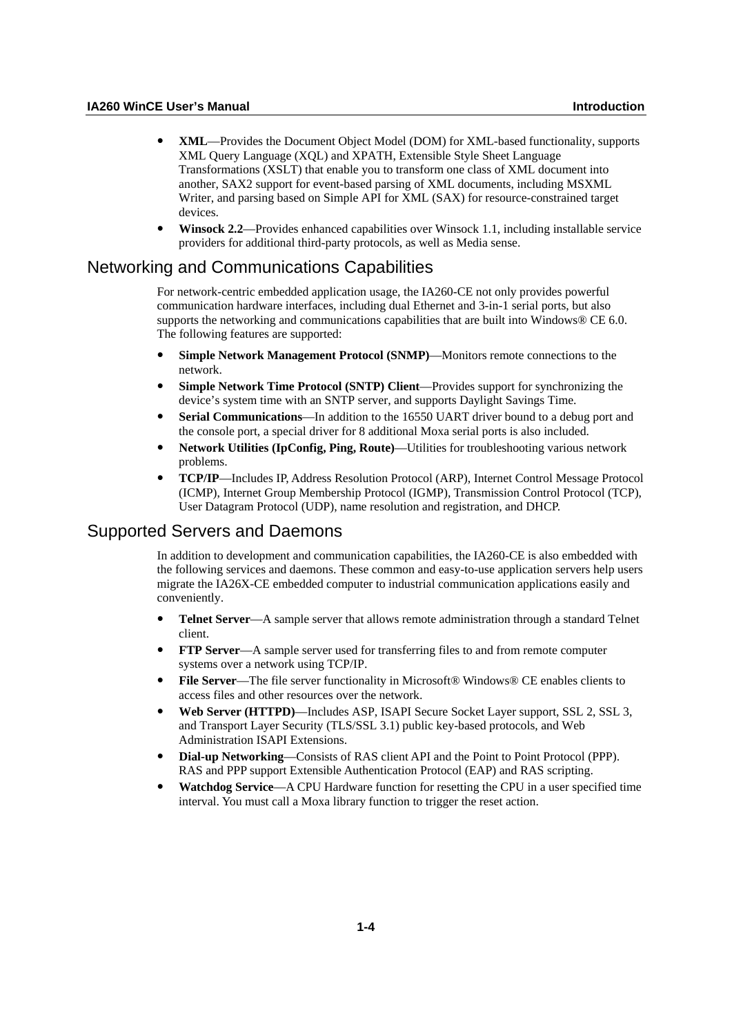- **XML**—Provides the Document Object Model (DOM) for XML-based functionality, supports XML Query Language (XQL) and XPATH, Extensible Style Sheet Language Transformations (XSLT) that enable you to transform one class of XML document into another, SAX2 support for event-based parsing of XML documents, including MSXML Writer, and parsing based on Simple API for XML (SAX) for resource-constrained target devices.
- **Winsock 2.2**—Provides enhanced capabilities over Winsock 1.1, including installable service providers for additional third-party protocols, as well as Media sense.

## Networking and Communications Capabilities

For network-centric embedded application usage, the IA260-CE not only provides powerful communication hardware interfaces, including dual Ethernet and 3-in-1 serial ports, but also supports the networking and communications capabilities that are built into Windows® CE 6.0. The following features are supported:

- **Simple Network Management Protocol (SNMP)**—Monitors remote connections to the network.
- **Simple Network Time Protocol (SNTP) Client**—Provides support for synchronizing the device's system time with an SNTP server, and supports Daylight Savings Time.
- **Serial Communications**—In addition to the 16550 UART driver bound to a debug port and the console port, a special driver for 8 additional Moxa serial ports is also included.
- **Network Utilities (IpConfig, Ping, Route)**—Utilities for troubleshooting various network problems.
- **TCP/IP**—Includes IP, Address Resolution Protocol (ARP), Internet Control Message Protocol (ICMP), Internet Group Membership Protocol (IGMP), Transmission Control Protocol (TCP), User Datagram Protocol (UDP), name resolution and registration, and DHCP.

## Supported Servers and Daemons

In addition to development and communication capabilities, the IA260-CE is also embedded with the following services and daemons. These common and easy-to-use application servers help users migrate the IA26X-CE embedded computer to industrial communication applications easily and conveniently.

- **Telnet Server**—A sample server that allows remote administration through a standard Telnet client.
- **FTP Server**—A sample server used for transferring files to and from remote computer systems over a network using TCP/IP.
- **File Server**—The file server functionality in Microsoft® Windows® CE enables clients to access files and other resources over the network.
- **Web Server (HTTPD)**—Includes ASP, ISAPI Secure Socket Layer support, SSL 2, SSL 3, and Transport Layer Security (TLS/SSL 3.1) public key-based protocols, and Web Administration ISAPI Extensions.
- **Dial-up Networking**—Consists of RAS client API and the Point to Point Protocol (PPP). RAS and PPP support Extensible Authentication Protocol (EAP) and RAS scripting.
- **Watchdog Service**—A CPU Hardware function for resetting the CPU in a user specified time interval. You must call a Moxa library function to trigger the reset action.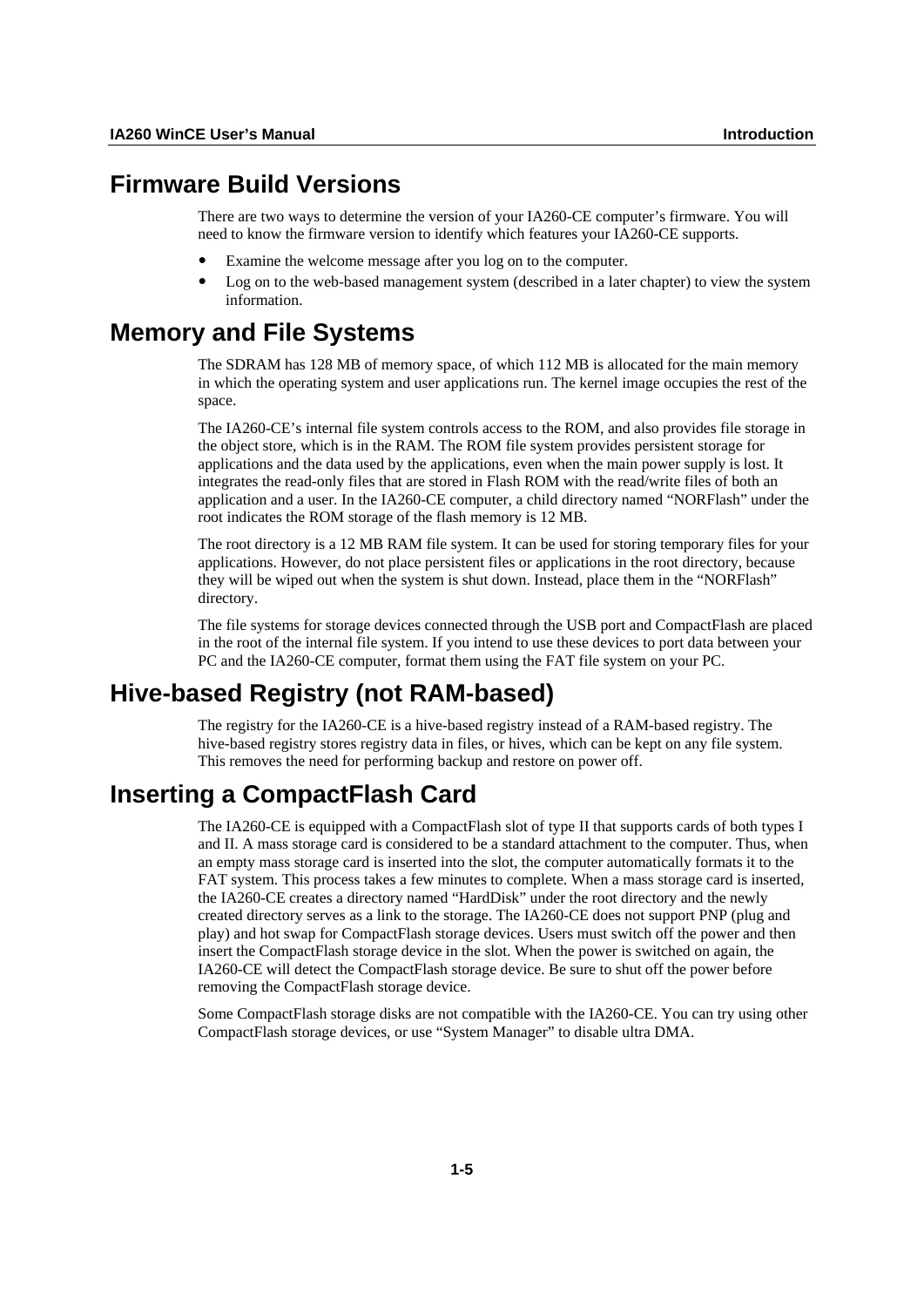# Firmware Build Versions

There are two ways to determine the version of your IA260-CE computer's firmware. You will need to know the firmware version to identify which features your IA260-CE supports.

- Examine the welcome message after you log on to the computer.
- Log on to the web-based management system (described in a later chapter) to view the system information.

# Memory and File Systems

The SDRAM has 128 MB of memory space, of which 112 MB is allocated for the main memory in which the operating system and user applications run. The kernel image occupies the rest of the space.

The IA260-CE's internal file system controls access to the ROM, and also provides file storage in the object store, which is in the RAM. The ROM file system provides persistent storage for applications and the data used by the applications, even when the main power supply is lost. It integrates the read-only files that are stored in Flash ROM with the read/write files of both an application and a user. In the IA260-CE computer, a child directory named "NORFlash" under the root indicates the ROM storage of the flash memory is 12 MB.

The root directory is a 12 MB RAM file system. It can be used for storing temporary files for your applications. However, do not place persistent files or applications in the root directory, because they will be wiped out when the system is shut down. Instead, place them in the "NORFlash" directory.

The file systems for storage devices connected through the USB port and CompactFlash are placed in the root of the internal file system. If you intend to use these devices to port data between your PC and the IA260-CE computer, format them using the FAT file system on your PC.

# Hive-based Registry (not RAM-based)

The registry for the IA260-CE is a hive-based registry instead of a RAM-based registry. The hive-based registry stores registry data in files, or hives, which can be kept on any file system. This removes the need for performing backup and restore on power off.

# Inserting a CompactFlash Card

The IA260-CE is equipped with a CompactFlash slot of type II that supports cards of both types I and II. A mass storage card is considered to be a standard attachment to the computer. Thus, when an empty mass storage card is inserted into the slot, the computer automatically formats it to the FAT system. This process takes a few minutes to complete. When a mass storage card is inserted, the IA260-CE creates a directory named "HardDisk" under the root directory and the newly created directory serves as a link to the storage. The IA260-CE does not support PNP (plug and play) and hot swap for CompactFlash storage devices. Users must switch off the power and then insert the CompactFlash storage device in the slot. When the power is switched on again, the IA260-CE will detect the CompactFlash storage device. Be sure to shut off the power before removing the CompactFlash storage device.

Some CompactFlash storage disks are not compatible with the IA260-CE. You can try using other CompactFlash storage devices, or use "System Manager" to disable ultra DMA.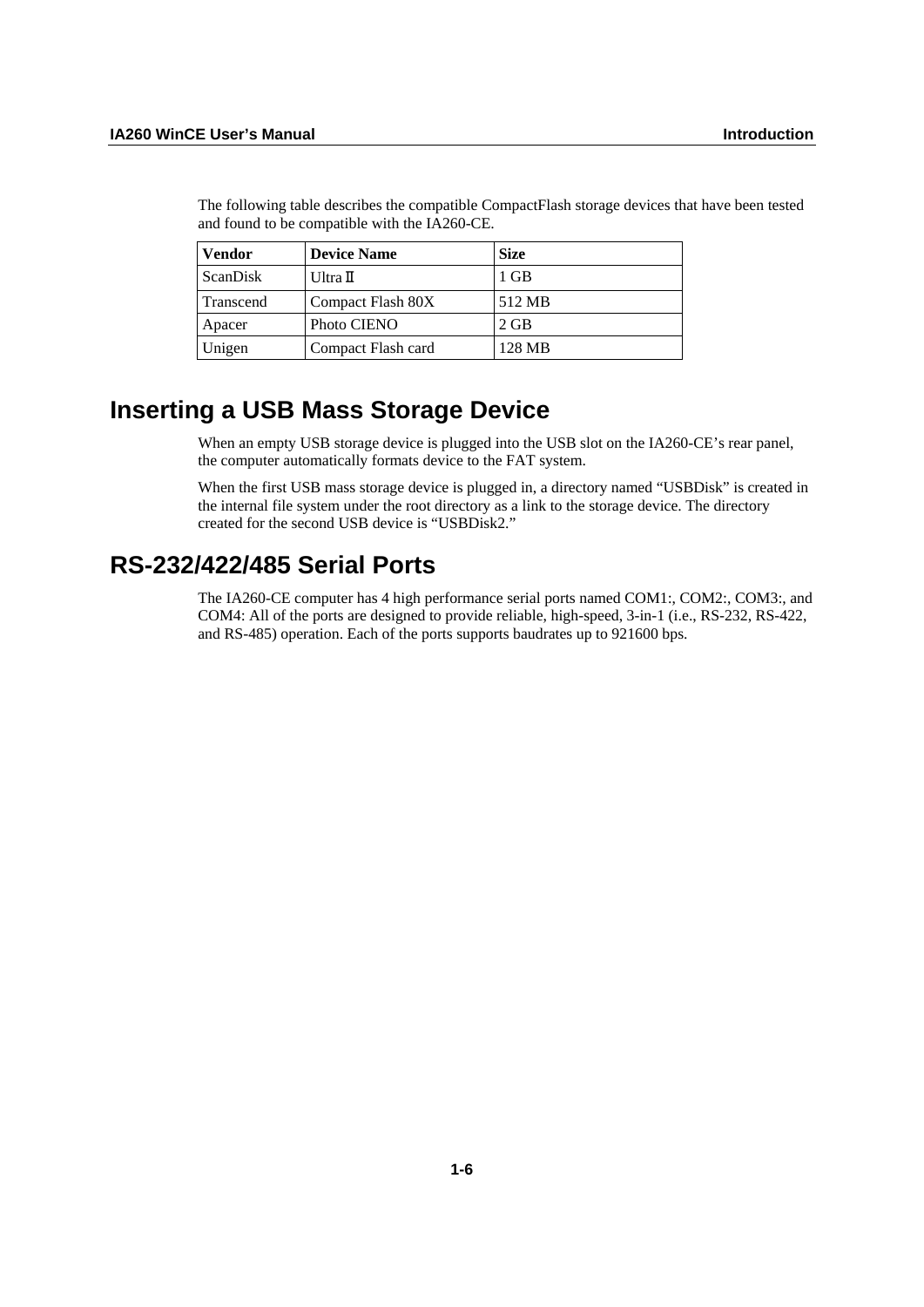The following table describes the compatible CompactFlash storage devices that have been tested and found to be compatible with the IA260-CE.

| Vendor | Device Name | Size |
|---|---|---|
| ScanDisk | Ultra Ⅱ | 1 GB |
| Transcend | Compact Flash 80X | 512 MB |
| Apacer | Photo CIENO | 2 GB |
| Unigen | Compact Flash card | 128 MB |

## Inserting a USB Mass Storage Device

When an empty USB storage device is plugged into the USB slot on the IA260-CE's rear panel, the computer automatically formats device to the FAT system.

When the first USB mass storage device is plugged in, a directory named "USBDisk" is created in the internal file system under the root directory as a link to the storage device. The directory created for the second USB device is "USBDisk2."

## RS-232/422/485 Serial Ports

The IA260-CE computer has 4 high performance serial ports named COM1:, COM2:, COM3:, and COM4: All of the ports are designed to provide reliable, high-speed, 3-in-1 (i.e., RS-232, RS-422, and RS-485) operation. Each of the ports supports baudrates up to 921600 bps.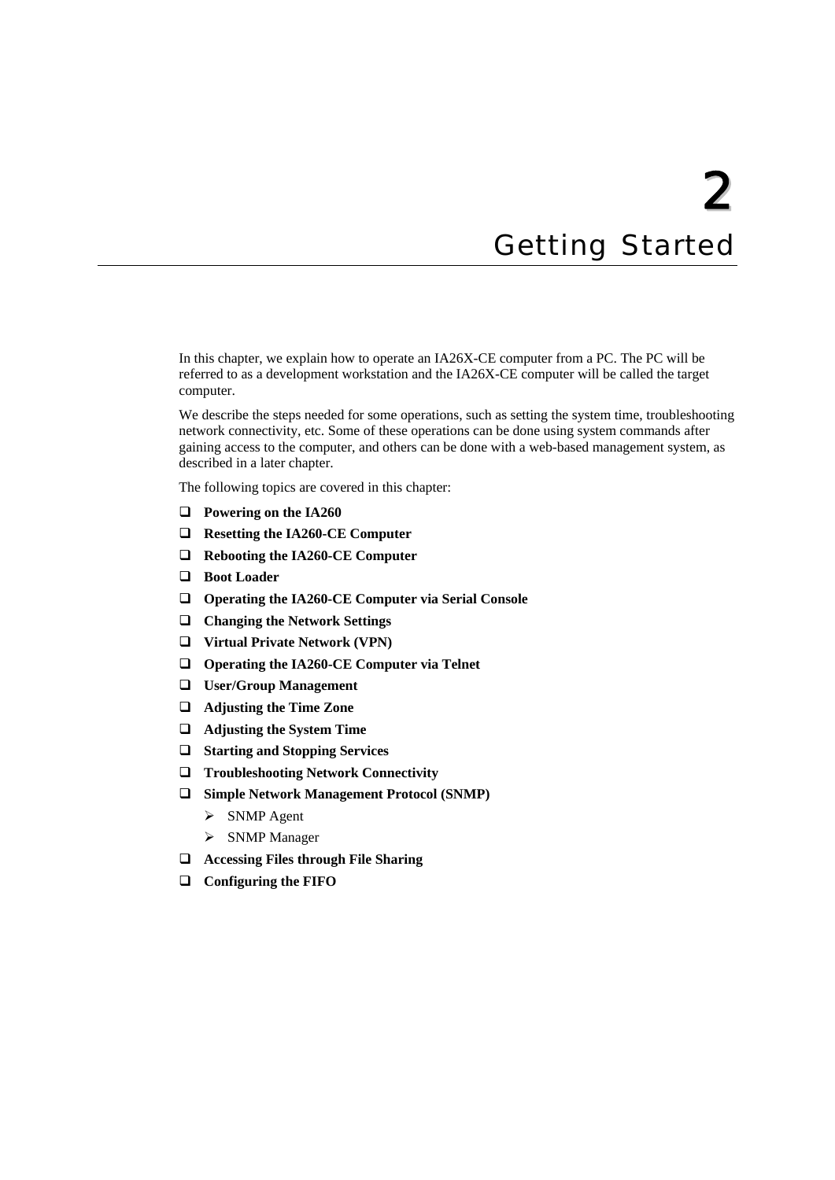# 2 Getting Started

In this chapter, we explain how to operate an IA26X-CE computer from a PC. The PC will be referred to as a development workstation and the IA26X-CE computer will be called the target computer.

We describe the steps needed for some operations, such as setting the system time, troubleshooting network connectivity, etc. Some of these operations can be done using system commands after gaining access to the computer, and others can be done with a web-based management system, as described in a later chapter.

The following topics are covered in this chapter:

- **Powering on the IA260**
- **Resetting the IA260-CE Computer**
- **Rebooting the IA260-CE Computer**
- **Boot Loader**
- **Operating the IA260-CE Computer via Serial Console**
- **Changing the Network Settings**
- **Virtual Private Network (VPN)**
- **Operating the IA260-CE Computer via Telnet**
- **User/Group Management**
- **Adjusting the Time Zone**
- **Adjusting the System Time**
- **Starting and Stopping Services**
- **Troubleshooting Network Connectivity**
- **Simple Network Management Protocol (SNMP)**
  - SNMP Agent
  - SNMP Manager
- **Accessing Files through File Sharing**
- **Configuring the FIFO**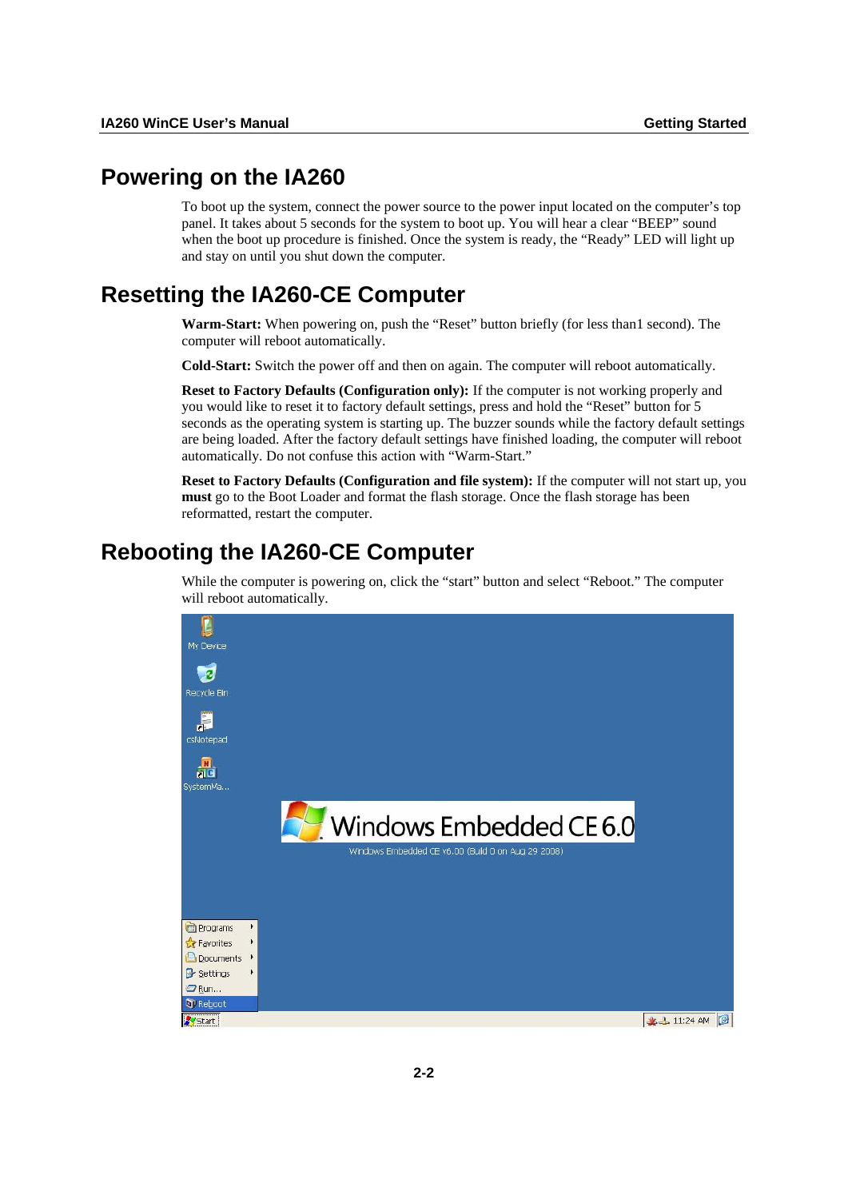## Powering on the IA260

To boot up the system, connect the power source to the power input located on the computer's top panel. It takes about 5 seconds for the system to boot up. You will hear a clear "BEEP" sound when the boot up procedure is finished. Once the system is ready, the "Ready" LED will light up and stay on until you shut down the computer.

## Resetting the IA260-CE Computer

**Warm-Start:** When powering on, push the "Reset" button briefly (for less than1 second). The computer will reboot automatically.

**Cold-Start:** Switch the power off and then on again. The computer will reboot automatically.

**Reset to Factory Defaults (Configuration only):** If the computer is not working properly and you would like to reset it to factory default settings, press and hold the "Reset" button for 5 seconds as the operating system is starting up. The buzzer sounds while the factory default settings are being loaded. After the factory default settings have finished loading, the computer will reboot automatically. Do not confuse this action with "Warm-Start."

**Reset to Factory Defaults (Configuration and file system):** If the computer will not start up, you **must** go to the Boot Loader and format the flash storage. Once the flash storage has been reformatted, restart the computer.

## Rebooting the IA260-CE Computer

While the computer is powering on, click the "start" button and select "Reboot." The computer will reboot automatically.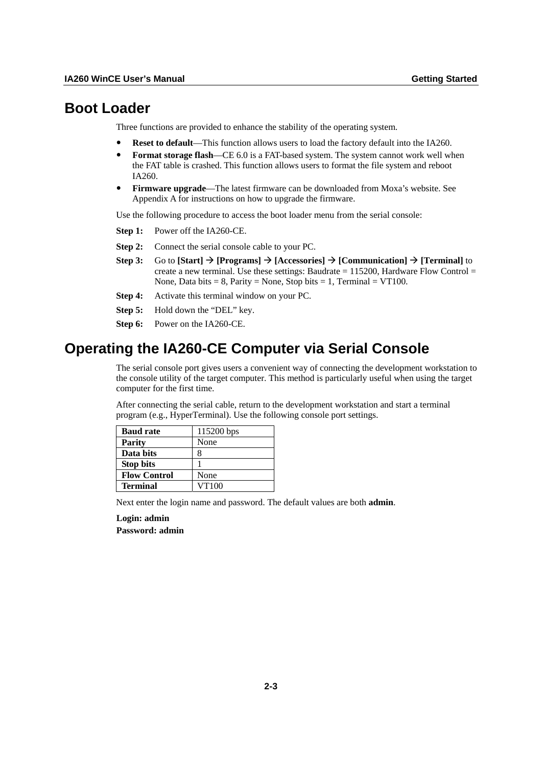# Boot Loader

Three functions are provided to enhance the stability of the operating system.

- **Reset to default**—This function allows users to load the factory default into the IA260.
- **Format storage flash**—CE 6.0 is a FAT-based system. The system cannot work well when the FAT table is crashed. This function allows users to format the file system and reboot IA260.
- **Firmware upgrade**—The latest firmware can be downloaded from Moxa's website. See Appendix A for instructions on how to upgrade the firmware.

Use the following procedure to access the boot loader menu from the serial console:

**Step 1:** Power off the IA260-CE.

**Step 2:** Connect the serial console cable to your PC.

**Step 3:** Go to **[Start]** → **[Programs]** → **[Accessories]** → **[Communication]** → **[Terminal]** to create a new terminal. Use these settings: Baudrate = 115200, Hardware Flow Control = None, Data bits = 8, Parity = None, Stop bits = 1, Terminal = VT100.

**Step 4:** Activate this terminal window on your PC.

**Step 5:** Hold down the "DEL" key.

**Step 6:** Power on the IA260-CE.

# Operating the IA260-CE Computer via Serial Console

The serial console port gives users a convenient way of connecting the development workstation to the console utility of the target computer. This method is particularly useful when using the target computer for the first time.

After connecting the serial cable, return to the development workstation and start a terminal program (e.g., HyperTerminal). Use the following console port settings.

| | |
|---|---|
| **Baud rate** | 115200 bps |
| **Parity** | None |
| **Data bits** | 8 |
| **Stop bits** | 1 |
| **Flow Control** | None |
| **Terminal** | VT100 |

Next enter the login name and password. The default values are both **admin**.

**Login: admin**

**Password: admin**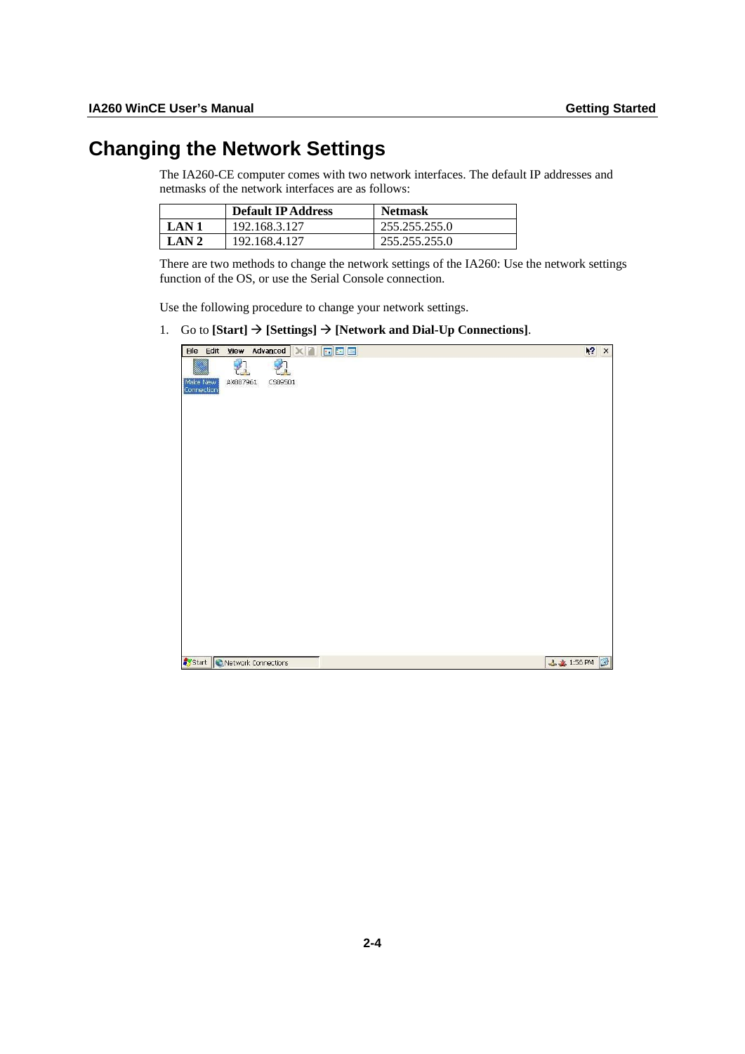# Changing the Network Settings

The IA260-CE computer comes with two network interfaces. The default IP addresses and netmasks of the network interfaces are as follows:

| | Default IP Address | Netmask |
|---|---|---|
| **LAN 1** | 192.168.3.127 | 255.255.255.0 |
| **LAN 2** | 192.168.4.127 | 255.255.255.0 |

There are two methods to change the network settings of the IA260: Use the network settings function of the OS, or use the Serial Console connection.

Use the following procedure to change your network settings.

1. Go to **[Start]** → **[Settings]** → **[Network and Dial-Up Connections]**.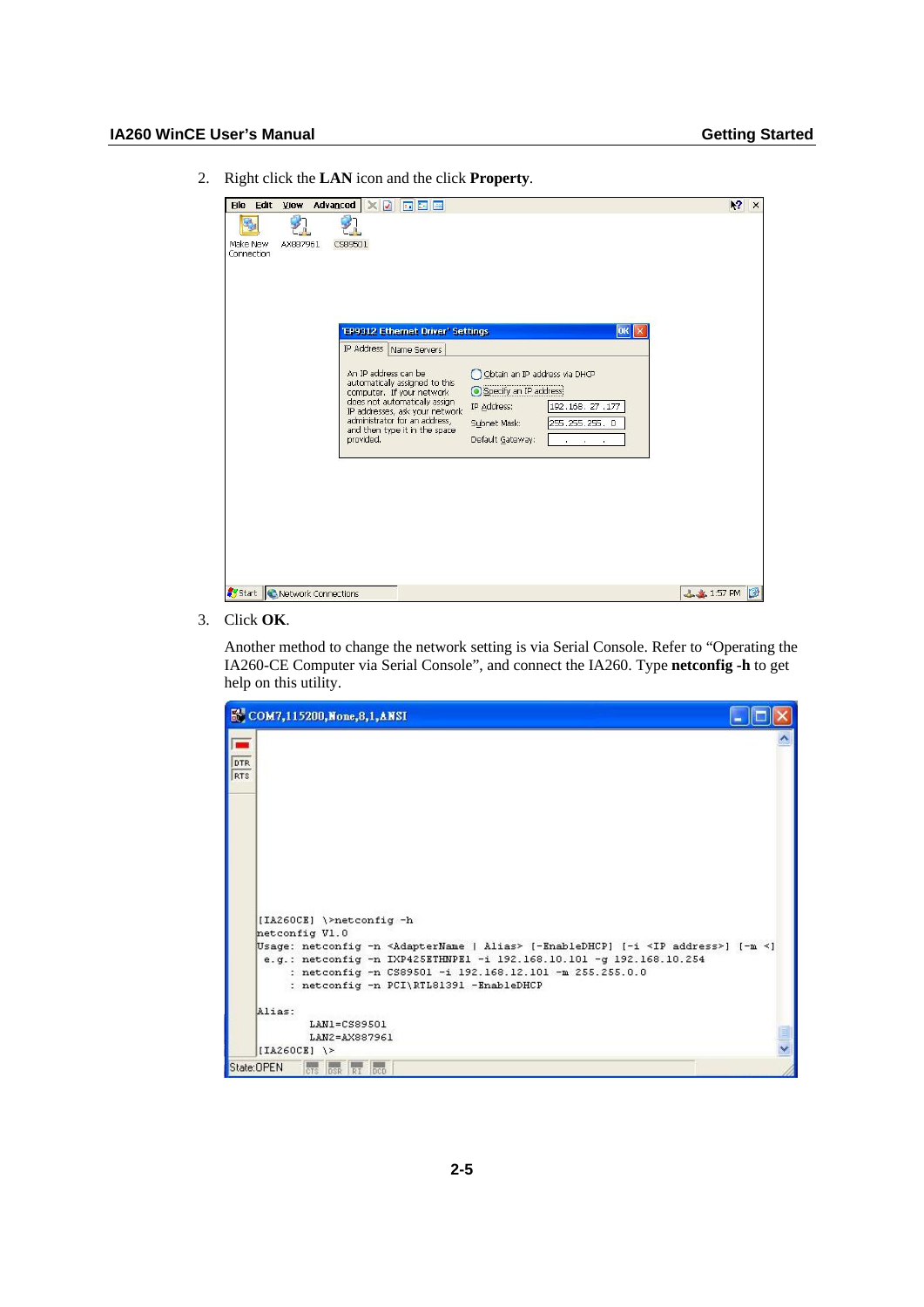2. Right click the **LAN** icon and the click **Property**.

3. Click **OK**.

   Another method to change the network setting is via Serial Console. Refer to "Operating the IA260-CE Computer via Serial Console", and connect the IA260. Type **netconfig -h** to get help on this utility.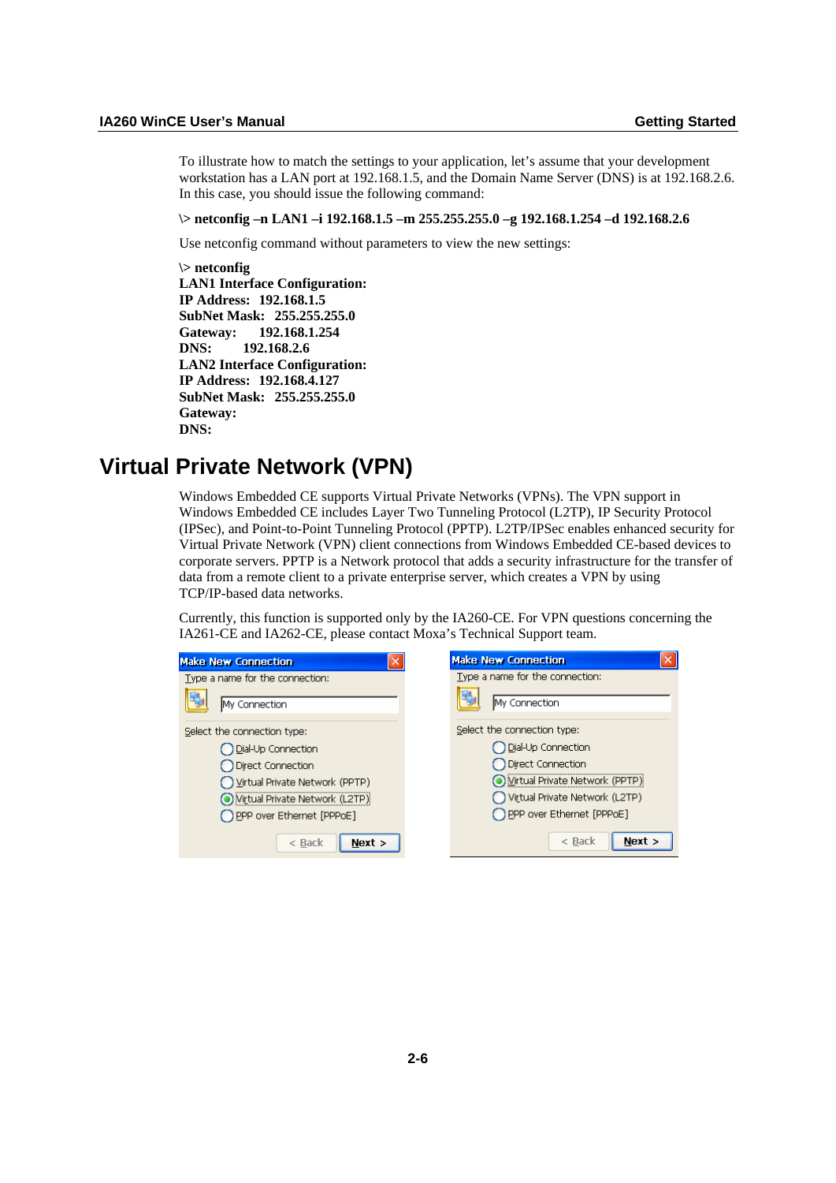To illustrate how to match the settings to your application, let's assume that your development workstation has a LAN port at 192.168.1.5, and the Domain Name Server (DNS) is at 192.168.2.6. In this case, you should issue the following command:

**\> netconfig –n LAN1 –i 192.168.1.5 –m 255.255.255.0 –g 192.168.1.254 –d 192.168.2.6**

Use netconfig command without parameters to view the new settings:

```
\> netconfig
LAN1 Interface Configuration:
IP Address:   192.168.1.5
SubNet Mask:   255.255.255.0
Gateway:      192.168.1.254
DNS:        192.168.2.6
LAN2 Interface Configuration:
IP Address:   192.168.4.127
SubNet Mask:   255.255.255.0
Gateway:
DNS:
```

# Virtual Private Network (VPN)

Windows Embedded CE supports Virtual Private Networks (VPNs). The VPN support in Windows Embedded CE includes Layer Two Tunneling Protocol (L2TP), IP Security Protocol (IPSec), and Point-to-Point Tunneling Protocol (PPTP). L2TP/IPSec enables enhanced security for Virtual Private Network (VPN) client connections from Windows Embedded CE-based devices to corporate servers. PPTP is a Network protocol that adds a security infrastructure for the transfer of data from a remote client to a private enterprise server, which creates a VPN by using TCP/IP-based data networks.

Currently, this function is supported only by the IA260-CE. For VPN questions concerning the IA261-CE and IA262-CE, please contact Moxa's Technical Support team.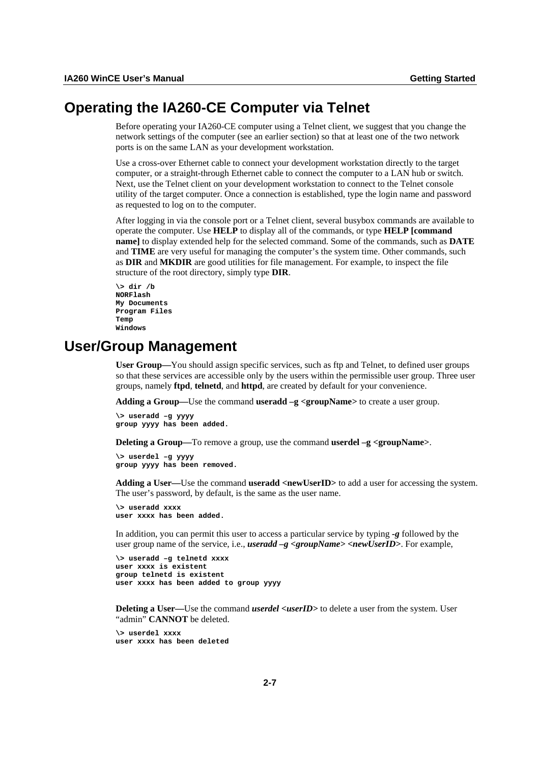# Operating the IA260-CE Computer via Telnet

Before operating your IA260-CE computer using a Telnet client, we suggest that you change the network settings of the computer (see an earlier section) so that at least one of the two network ports is on the same LAN as your development workstation.

Use a cross-over Ethernet cable to connect your development workstation directly to the target computer, or a straight-through Ethernet cable to connect the computer to a LAN hub or switch. Next, use the Telnet client on your development workstation to connect to the Telnet console utility of the target computer. Once a connection is established, type the login name and password as requested to log on to the computer.

After logging in via the console port or a Telnet client, several busybox commands are available to operate the computer. Use **HELP** to display all of the commands, or type **HELP [command name]** to display extended help for the selected command. Some of the commands, such as **DATE** and **TIME** are very useful for managing the computer's the system time. Other commands, such as **DIR** and **MKDIR** are good utilities for file management. For example, to inspect the file structure of the root directory, simply type **DIR**.

```
\> dir /b
NORFlash
My Documents
Program Files
Temp
Windows
```

# User/Group Management

**User Group—**You should assign specific services, such as ftp and Telnet, to defined user groups so that these services are accessible only by the users within the permissible user group. Three user groups, namely **ftpd**, **telnetd**, and **httpd**, are created by default for your convenience.

**Adding a Group—**Use the command **useradd –g <groupName>** to create a user group.

```
\> useradd –g yyyy
group yyyy has been added.
```

**Deleting a Group—**To remove a group, use the command **userdel –g <groupName>**.

```
\> userdel –g yyyy
group yyyy has been removed.
```

**Adding a User—**Use the command **useradd <newUserID>** to add a user for accessing the system. The user's password, by default, is the same as the user name.

```
\> useradd xxxx
user xxxx has been added.
```

In addition, you can permit this user to access a particular service by typing ***-g*** followed by the user group name of the service, i.e., ***useradd –g <groupName> <newUserID>***. For example,

```
\> useradd –g telnetd xxxx
user xxxx is existent
group telnetd is existent
user xxxx has been added to group yyyy
```

**Deleting a User—**Use the command ***userdel <userID>*** to delete a user from the system. User "admin" **CANNOT** be deleted.

```
\> userdel xxxx
user xxxx has been deleted
```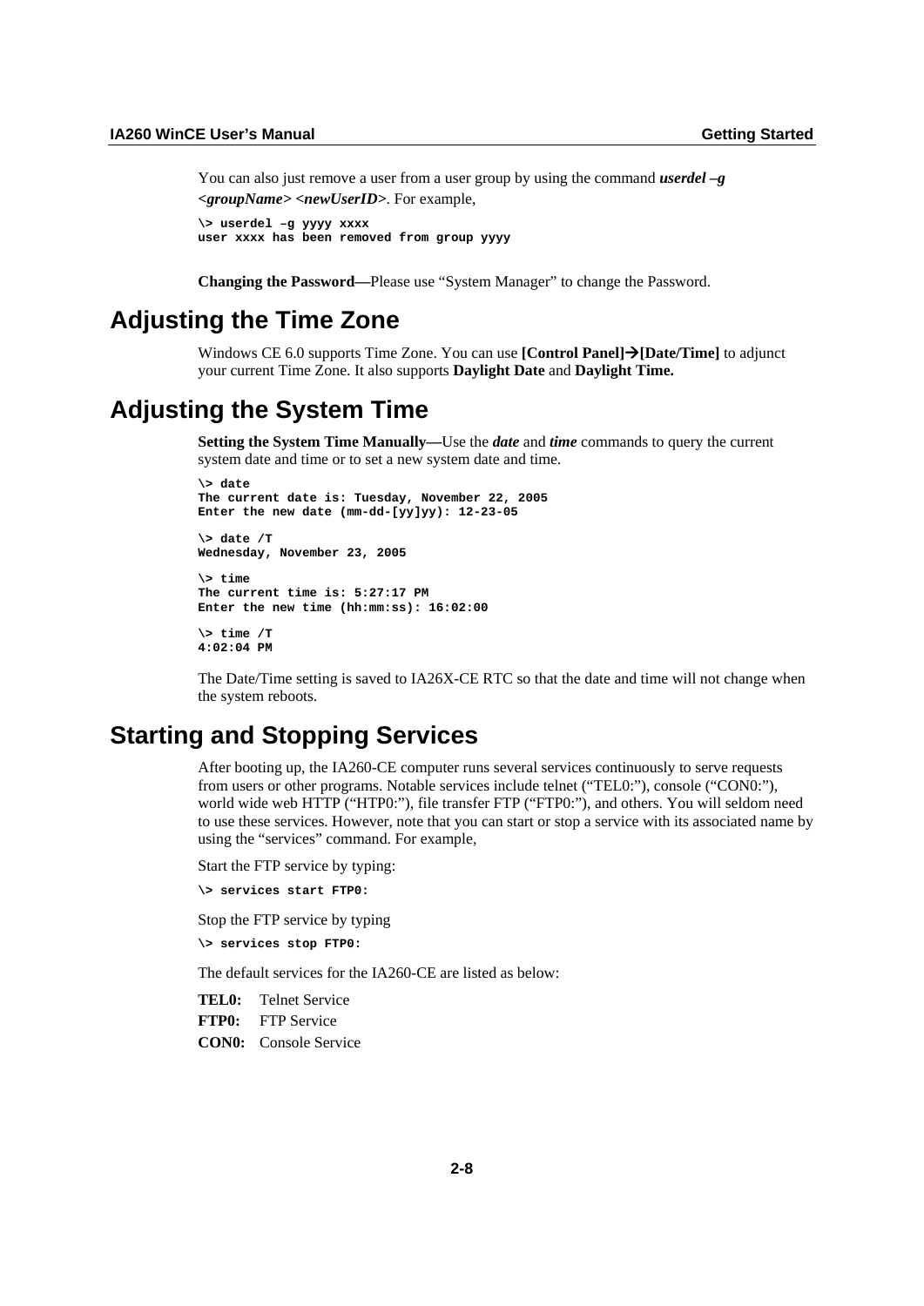You can also just remove a user from a user group by using the command ***userdel –g <groupName> <newUserID>***. For example,

```
\> userdel –g yyyy xxxx
user xxxx has been removed from group yyyy
```

**Changing the Password—**Please use “System Manager” to change the Password.

## Adjusting the Time Zone

Windows CE 6.0 supports Time Zone. You can use **[Control Panel]→[Date/Time]** to adjunct your current Time Zone. It also supports **Daylight Date** and **Daylight Time.**

## Adjusting the System Time

**Setting the System Time Manually—**Use the ***date*** and ***time*** commands to query the current system date and time or to set a new system date and time.

```
\> date
The current date is: Tuesday, November 22, 2005
Enter the new date (mm-dd-[yy]yy): 12-23-05

\> date /T
Wednesday, November 23, 2005

\> time
The current time is: 5:27:17 PM
Enter the new time (hh:mm:ss): 16:02:00

\> time /T
4:02:04 PM
```

The Date/Time setting is saved to IA26X-CE RTC so that the date and time will not change when the system reboots.

## Starting and Stopping Services

After booting up, the IA260-CE computer runs several services continuously to serve requests from users or other programs. Notable services include telnet (“TEL0:”), console (“CON0:”), world wide web HTTP (“HTP0:”), file transfer FTP (“FTP0:”), and others. You will seldom need to use these services. However, note that you can start or stop a service with its associated name by using the “services” command. For example,

Start the FTP service by typing:

```
\> services start FTP0:
```

Stop the FTP service by typing

```
\> services stop FTP0:
```

The default services for the IA260-CE are listed as below:

**TEL0:** Telnet Service

**FTP0:** FTP Service

**CON0:** Console Service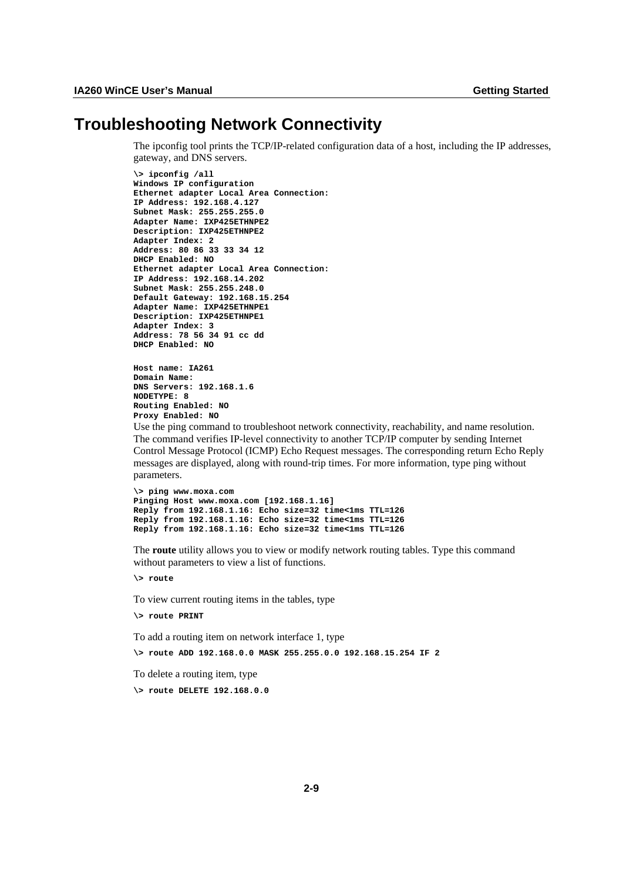# Troubleshooting Network Connectivity

The ipconfig tool prints the TCP/IP-related configuration data of a host, including the IP addresses, gateway, and DNS servers.

```
\> ipconfig /all
Windows IP configuration
Ethernet adapter Local Area Connection:
IP Address: 192.168.4.127
Subnet Mask: 255.255.255.0
Adapter Name: IXP425ETHNPE2
Description: IXP425ETHNPE2
Adapter Index: 2
Address: 80 86 33 33 34 12
DHCP Enabled: NO
Ethernet adapter Local Area Connection:
IP Address: 192.168.14.202
Subnet Mask: 255.255.248.0
Default Gateway: 192.168.15.254
Adapter Name: IXP425ETHNPE1
Description: IXP425ETHNPE1
Adapter Index: 3
Address: 78 56 34 91 cc dd
DHCP Enabled: NO

Host name: IA261
Domain Name:
DNS Servers: 192.168.1.6
NODETYPE: 8
Routing Enabled: NO
Proxy Enabled: NO
```

Use the ping command to troubleshoot network connectivity, reachability, and name resolution. The command verifies IP-level connectivity to another TCP/IP computer by sending Internet Control Message Protocol (ICMP) Echo Request messages. The corresponding return Echo Reply messages are displayed, along with round-trip times. For more information, type ping without parameters.

```
\> ping www.moxa.com
Pinging Host www.moxa.com [192.168.1.16]
Reply from 192.168.1.16: Echo size=32 time<1ms TTL=126
Reply from 192.168.1.16: Echo size=32 time<1ms TTL=126
Reply from 192.168.1.16: Echo size=32 time<1ms TTL=126
```

The **route** utility allows you to view or modify network routing tables. Type this command without parameters to view a list of functions.

```
\> route
```

To view current routing items in the tables, type

```
\> route PRINT
```

To add a routing item on network interface 1, type

```
\> route ADD 192.168.0.0 MASK 255.255.0.0 192.168.15.254 IF 2
```

To delete a routing item, type

```
\> route DELETE 192.168.0.0
```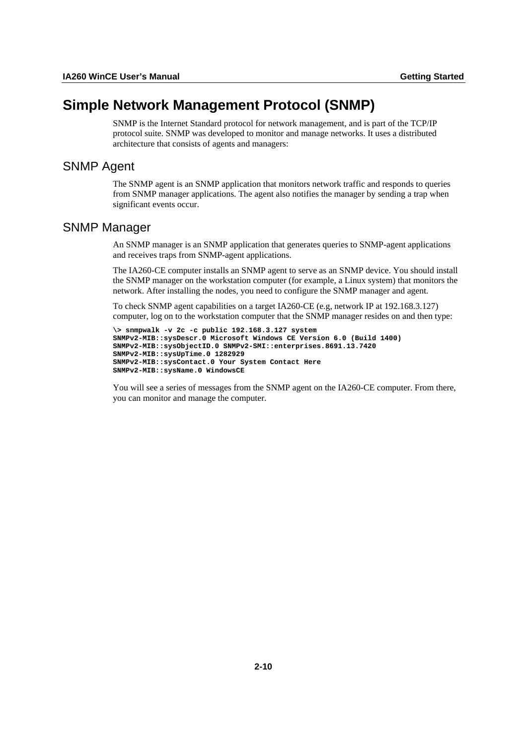# Simple Network Management Protocol (SNMP)

SNMP is the Internet Standard protocol for network management, and is part of the TCP/IP protocol suite. SNMP was developed to monitor and manage networks. It uses a distributed architecture that consists of agents and managers:

## SNMP Agent

The SNMP agent is an SNMP application that monitors network traffic and responds to queries from SNMP manager applications. The agent also notifies the manager by sending a trap when significant events occur.

## SNMP Manager

An SNMP manager is an SNMP application that generates queries to SNMP-agent applications and receives traps from SNMP-agent applications.

The IA260-CE computer installs an SNMP agent to serve as an SNMP device. You should install the SNMP manager on the workstation computer (for example, a Linux system) that monitors the network. After installing the nodes, you need to configure the SNMP manager and agent.

To check SNMP agent capabilities on a target IA260-CE (e.g, network IP at 192.168.3.127) computer, log on to the workstation computer that the SNMP manager resides on and then type:

```
\> snmpwalk -v 2c -c public 192.168.3.127 system
SNMPv2-MIB::sysDescr.0 Microsoft Windows CE Version 6.0 (Build 1400)
SNMPv2-MIB::sysObjectID.0 SNMPv2-SMI::enterprises.8691.13.7420
SNMPv2-MIB::sysUpTime.0 1282929
SNMPv2-MIB::sysContact.0 Your System Contact Here
SNMPv2-MIB::sysName.0 WindowsCE
```

You will see a series of messages from the SNMP agent on the IA260-CE computer. From there, you can monitor and manage the computer.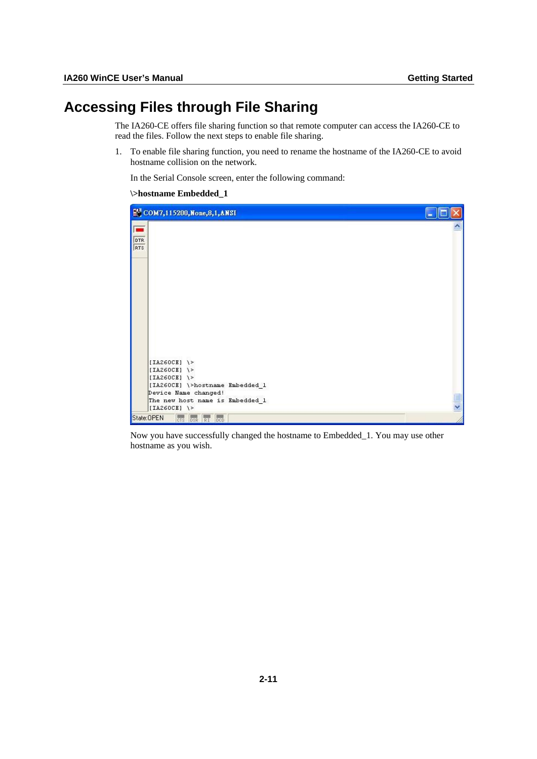# Accessing Files through File Sharing

The IA260-CE offers file sharing function so that remote computer can access the IA260-CE to read the files. Follow the next steps to enable file sharing.

1. To enable file sharing function, you need to rename the hostname of the IA260-CE to avoid hostname collision on the network.

   In the Serial Console screen, enter the following command:

   **\>hostname Embedded_1**

   ```
   [IA260CE] \>
   [IA260CE] \>
   [IA260CE] \>
   [IA260CE] \>hostname Embedded_1
   Device Name changed!
   The new host name is Embedded_1
   [IA260CE] \>
   ```

   Now you have successfully changed the hostname to Embedded_1. You may use other hostname as you wish.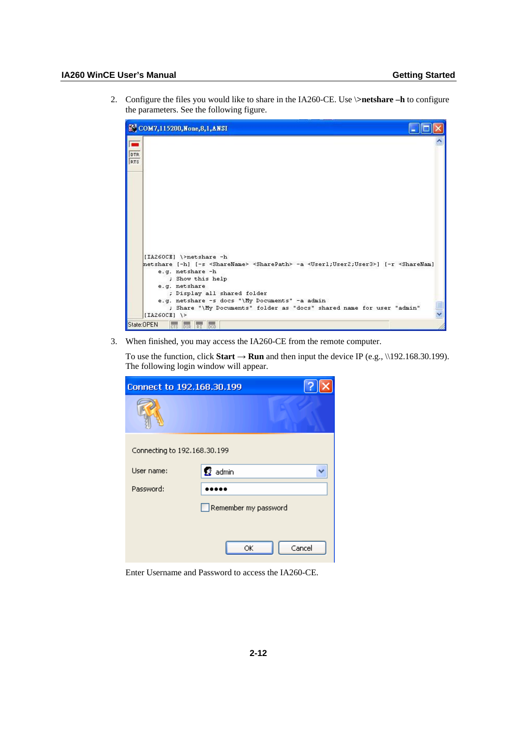2. Configure the files you would like to share in the IA260-CE. Use \>**netshare –h** to configure the parameters. See the following figure.

```
[IA260CE] \>netshare -h
netshare [-h] [-s <ShareName> <SharePath> -a <User1;User2;User3>] [-r <ShareNam]
    e.g. netshare -h
       ; Show this help
    e.g. netshare
       ; Display all shared folder
    e.g. netshare -s docs "\My Documents" -a admin
       ; Share "\My Documents" folder as "docs" shared name for user "admin"
[IA260CE] \>
```

3. When finished, you may access the IA260-CE from the remote computer.

   To use the function, click **Start** → **Run** and then input the device IP (e.g., \\192.168.30.199). The following login window will appear.

   Enter Username and Password to access the IA260-CE.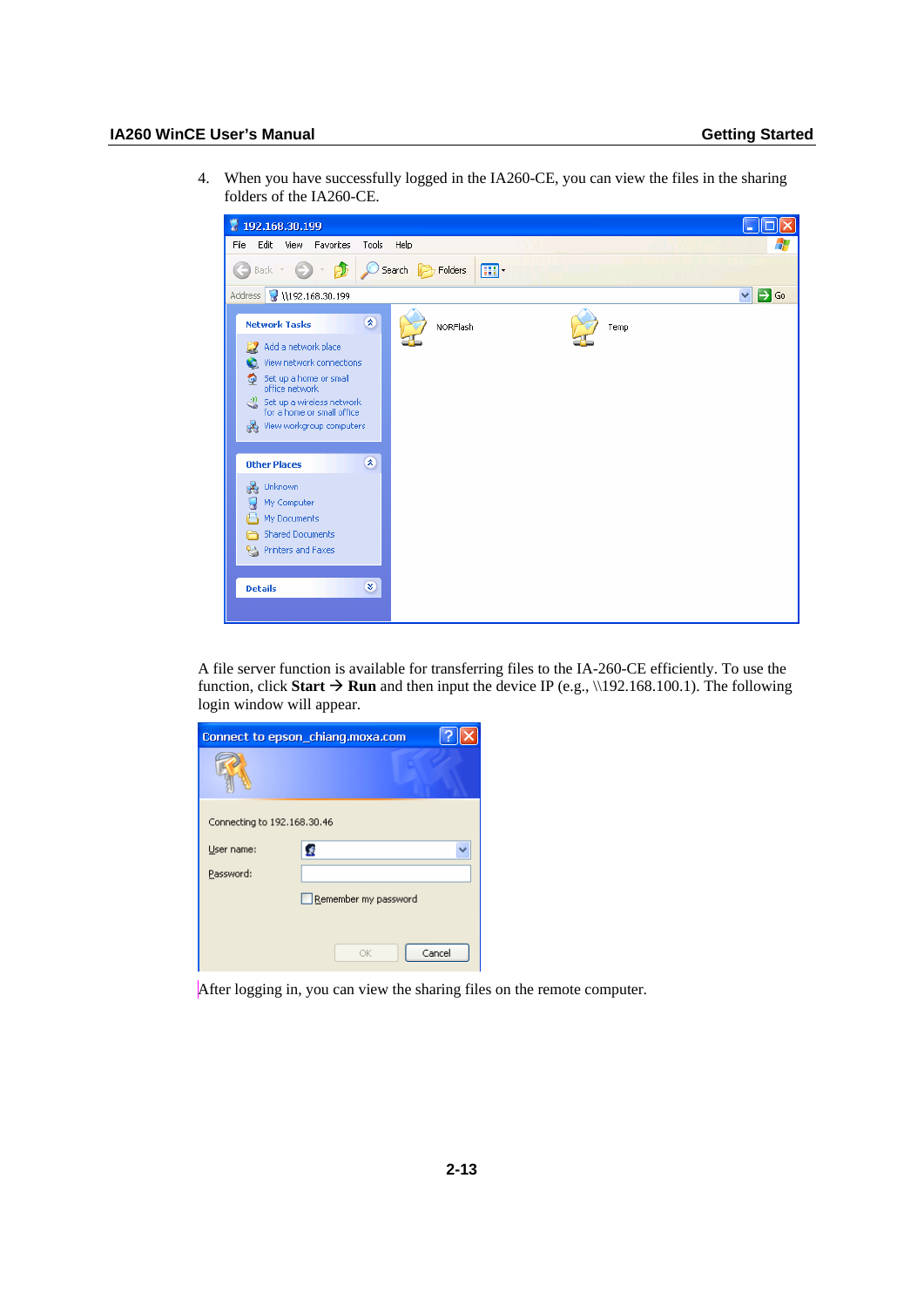4. When you have successfully logged in the IA260-CE, you can view the files in the sharing folders of the IA260-CE.

A file server function is available for transferring files to the IA-260-CE efficiently. To use the function, click **Start** → **Run** and then input the device IP (e.g., \\192.168.100.1). The following login window will appear.

After logging in, you can view the sharing files on the remote computer.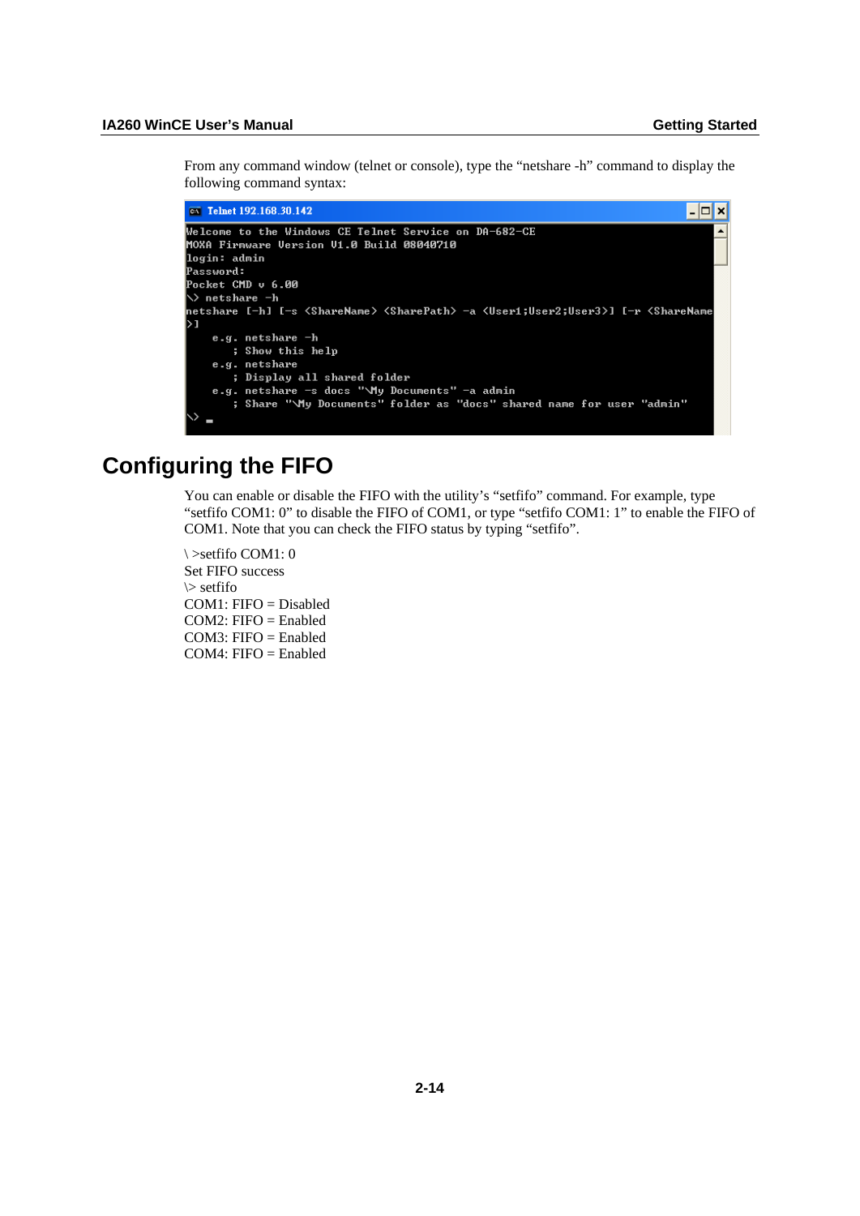From any command window (telnet or console), type the "netshare -h" command to display the following command syntax:

```
Telnet 192.168.30.142
Welcome to the Windows CE Telnet Service on DA-682-CE
MOXA Firmware Version V1.0 Build 08040710
login: admin
Password:
Pocket CMD v 6.00
\> netshare -h
netshare [-h] [-s <ShareName> <SharePath> -a <User1;User2;User3>] [-r <ShareName
>]
    e.g. netshare -h
       ; Show this help
    e.g. netshare
       ; Display all shared folder
    e.g. netshare -s docs "\My Documents" -a admin
       ; Share "\My Documents" folder as "docs" shared name for user "admin"
\> _
```

# Configuring the FIFO

You can enable or disable the FIFO with the utility's "setfifo" command. For example, type "setfifo COM1: 0" to disable the FIFO of COM1, or type "setfifo COM1: 1" to enable the FIFO of COM1. Note that you can check the FIFO status by typing "setfifo".

```
\ >setfifo COM1: 0
Set FIFO success
\> setfifo
COM1: FIFO = Disabled
COM2: FIFO = Enabled
COM3: FIFO = Enabled
COM4: FIFO = Enabled
```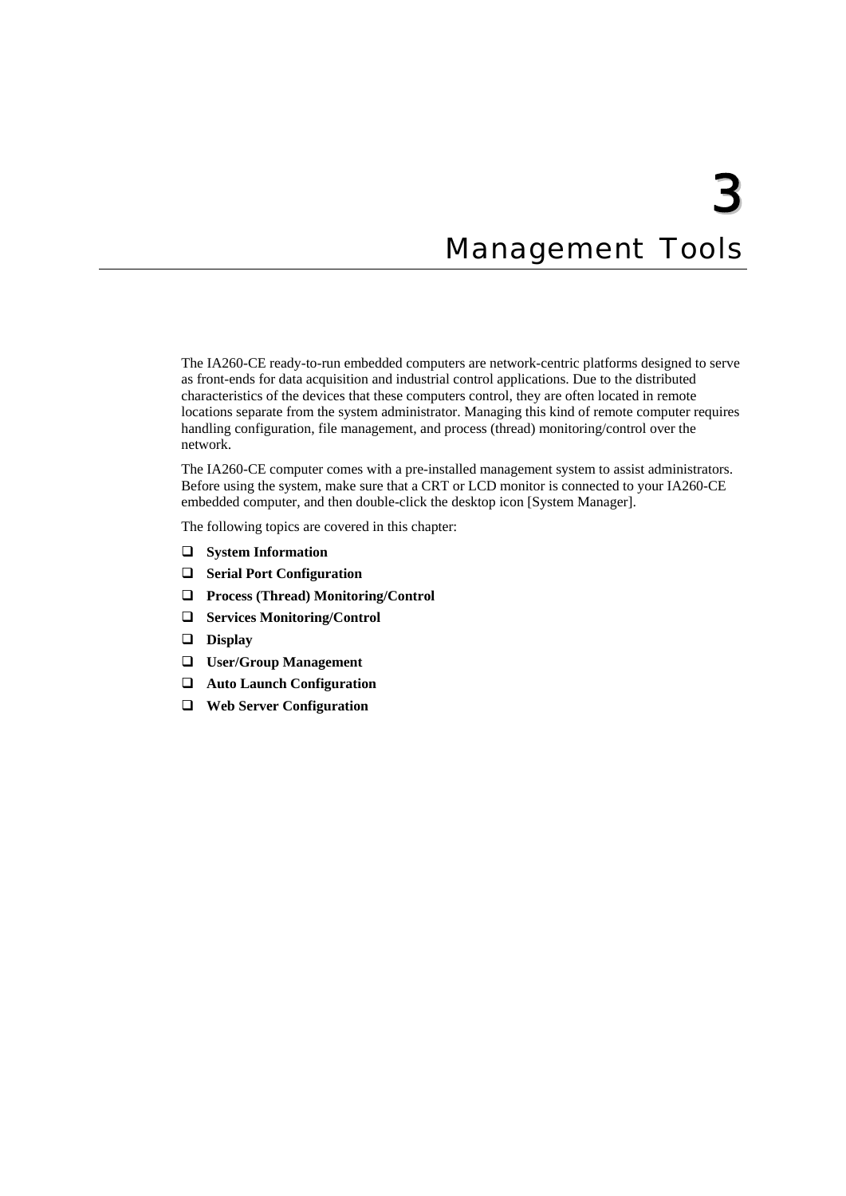# 3 Management Tools

The IA260-CE ready-to-run embedded computers are network-centric platforms designed to serve as front-ends for data acquisition and industrial control applications. Due to the distributed characteristics of the devices that these computers control, they are often located in remote locations separate from the system administrator. Managing this kind of remote computer requires handling configuration, file management, and process (thread) monitoring/control over the network.

The IA260-CE computer comes with a pre-installed management system to assist administrators. Before using the system, make sure that a CRT or LCD monitor is connected to your IA260-CE embedded computer, and then double-click the desktop icon [System Manager].

The following topics are covered in this chapter:

- **System Information**
- **Serial Port Configuration**
- **Process (Thread) Monitoring/Control**
- **Services Monitoring/Control**
- **Display**
- **User/Group Management**
- **Auto Launch Configuration**
- **Web Server Configuration**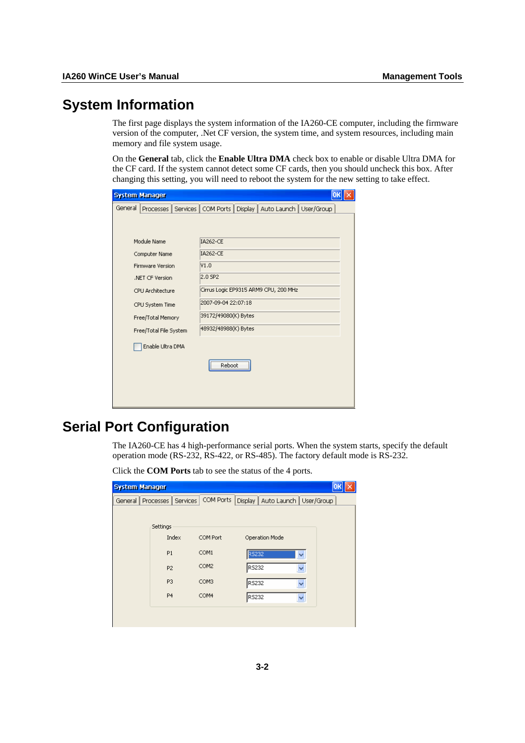# System Information

The first page displays the system information of the IA260-CE computer, including the firmware version of the computer, .Net CF version, the system time, and system resources, including main memory and file system usage.

On the **General** tab, click the **Enable Ultra DMA** check box to enable or disable Ultra DMA for the CF card. If the system cannot detect some CF cards, then you should uncheck this box. After changing this setting, you will need to reboot the system for the new setting to take effect.

System Manager

General | Processes | Services | COM Ports | Display | Auto Launch | User/Group

| | |
|---|---|
| Module Name | IA262-CE |
| Computer Name | IA262-CE |
| Firmware Version | V1.0 |
| .NET CF Version | 2.0 SP2 |
| CPU Architecture | Cirrus Logic EP9315 ARM9 CPU, 200 MHz |
| CPU System Time | 2007-09-04 22:07:18 |
| Free/Total Memory | 39172/49080(K) Bytes |
| Free/Total File System | 48932/48988(K) Bytes |

☐ Enable Ultra DMA

Reboot

# Serial Port Configuration

The IA260-CE has 4 high-performance serial ports. When the system starts, specify the default operation mode (RS-232, RS-422, or RS-485). The factory default mode is RS-232.

Click the **COM Ports** tab to see the status of the 4 ports.

System Manager

General | Processes | Services | COM Ports | Display | Auto Launch | User/Group

Settings

| Index | COM Port | Operation Mode |
|---|---|---|
| P1 | COM1 | RS232 |
| P2 | COM2 | RS232 |
| P3 | COM3 | RS232 |
| P4 | COM4 | RS232 |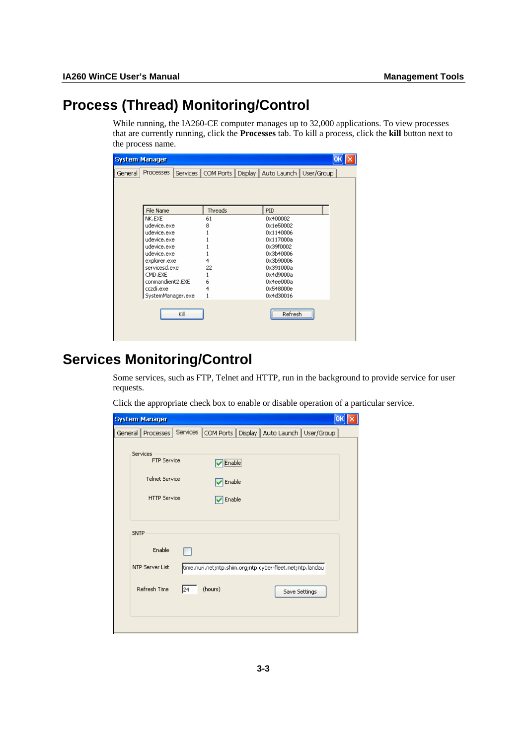# Process (Thread) Monitoring/Control

While running, the IA260-CE computer manages up to 32,000 applications. To view processes that are currently running, click the **Processes** tab. To kill a process, click the **kill** button next to the process name.

# Services Monitoring/Control

Some services, such as FTP, Telnet and HTTP, run in the background to provide service for user requests.

Click the appropriate check box to enable or disable operation of a particular service.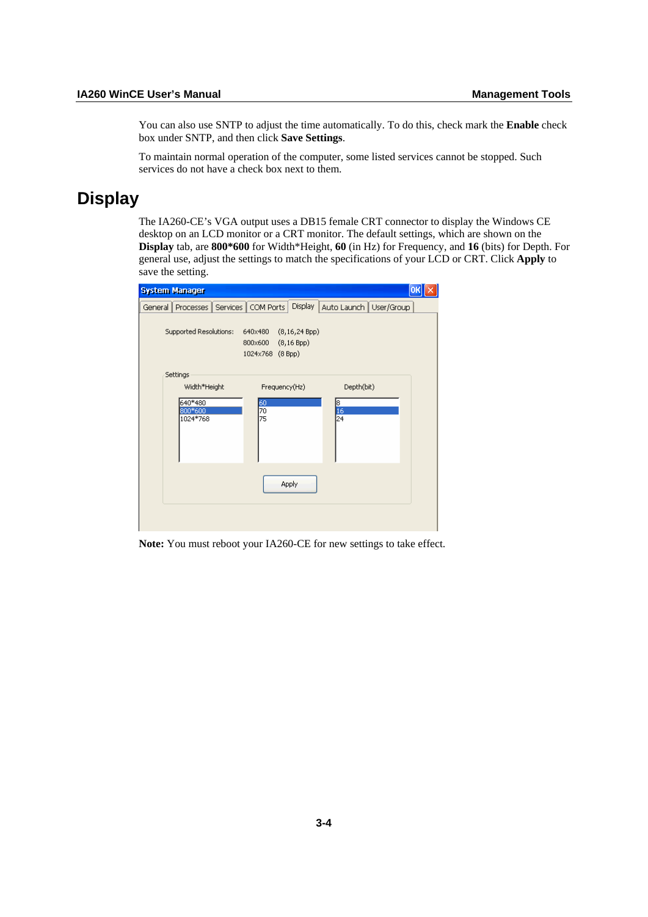You can also use SNTP to adjust the time automatically. To do this, check mark the **Enable** check box under SNTP, and then click **Save Settings**.

To maintain normal operation of the computer, some listed services cannot be stopped. Such services do not have a check box next to them.

# Display

The IA260-CE's VGA output uses a DB15 female CRT connector to display the Windows CE desktop on an LCD monitor or a CRT monitor. The default settings, which are shown on the **Display** tab, are **800*600** for Width*Height, **60** (in Hz) for Frequency, and **16** (bits) for Depth. For general use, adjust the settings to match the specifications of your LCD or CRT. Click **Apply** to save the setting.

**Note:** You must reboot your IA260-CE for new settings to take effect.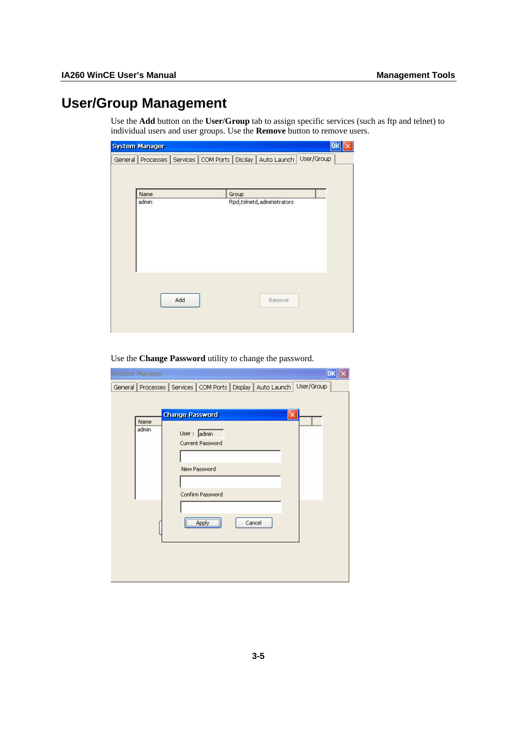# User/Group Management

Use the **Add** button on the **User/Group** tab to assign specific services (such as ftp and telnet) to individual users and user groups. Use the **Remove** button to remove users.

Use the **Change Password** utility to change the password.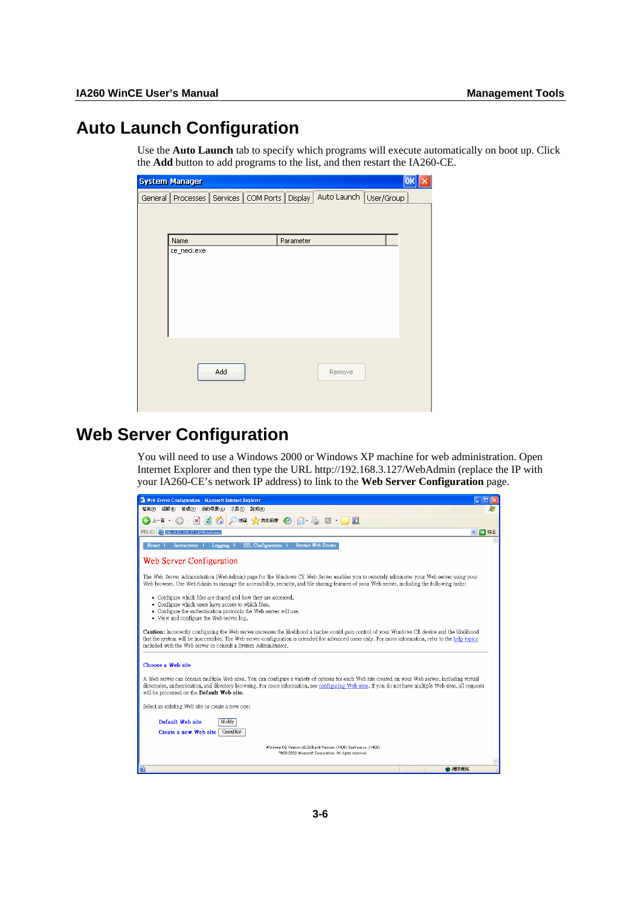# Auto Launch Configuration

Use the **Auto Launch** tab to specify which programs will execute automatically on boot up. Click the **Add** button to add programs to the list, and then restart the IA260-CE.

# Web Server Configuration

You will need to use a Windows 2000 or Windows XP machine for web administration. Open Internet Explorer and then type the URL http://192.168.3.127/WebAdmin (replace the IP with your IA260-CE's network IP address) to link to the **Web Server Configuration** page.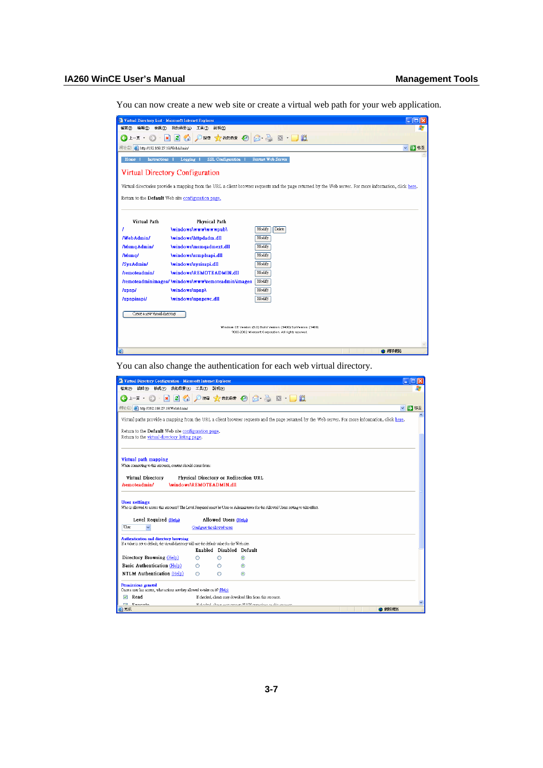You can now create a new web site or create a virtual web path for your web application.

You can also change the authentication for each web virtual directory.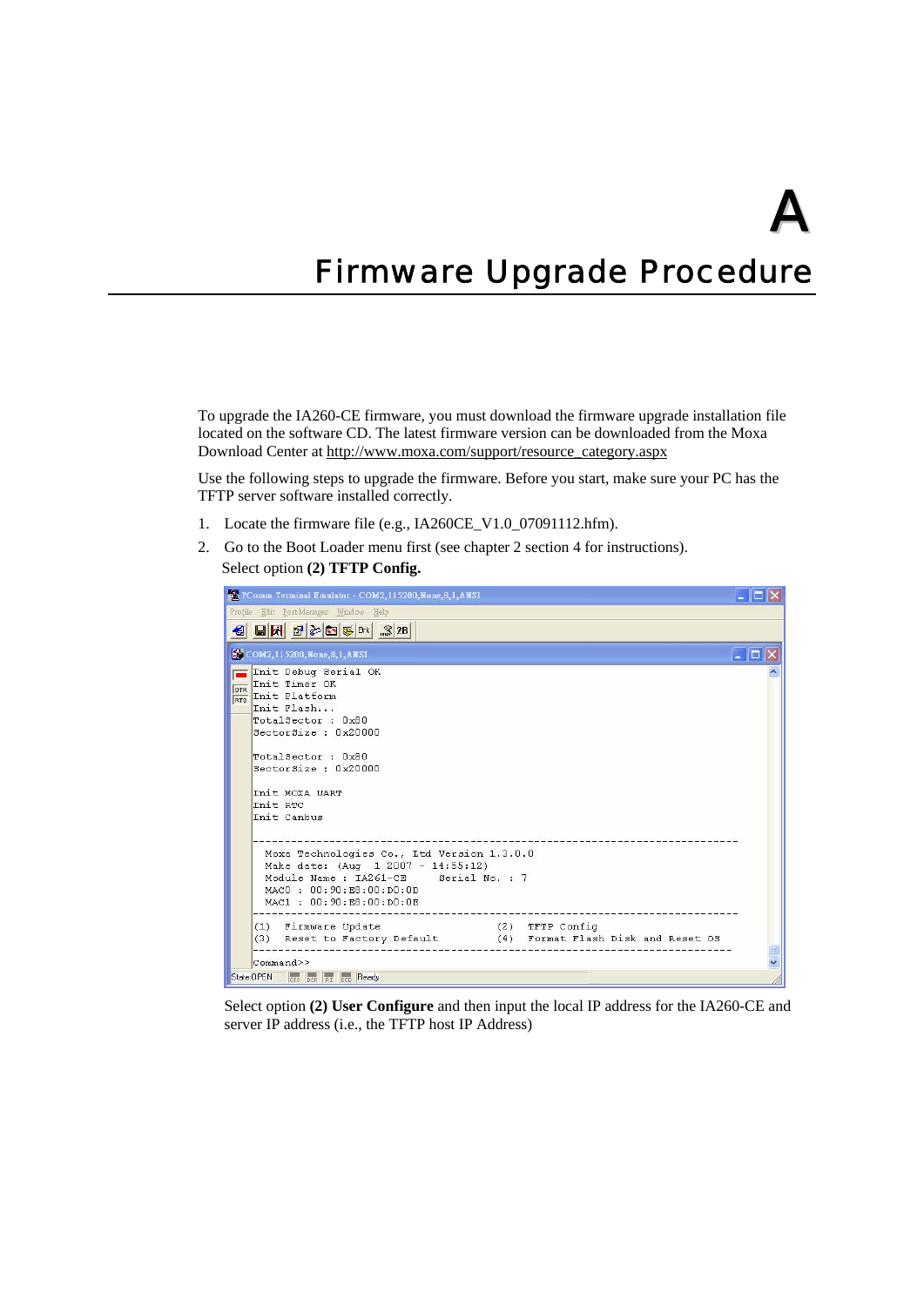# A

# Firmware Upgrade Procedure

To upgrade the IA260-CE firmware, you must download the firmware upgrade installation file located on the software CD. The latest firmware version can be downloaded from the Moxa Download Center at http://www.moxa.com/support/resource_category.aspx

Use the following steps to upgrade the firmware. Before you start, make sure your PC has the TFTP server software installed correctly.

1. Locate the firmware file (e.g., IA260CE_V1.0_07091112.hfm).
2. Go to the Boot Loader menu first (see chapter 2 section 4 for instructions).
   Select option **(2) TFTP Config.**

```
Init Debug Serial OK
Init Timer OK
Init Platform
Init Flash...
TotalSector : 0x80
SectorSize : 0x20000

TotalSector : 0x80
SectorSize : 0x20000

Init MOXA UART
Init RTC
Init Canbus

---------------------------------------------------------------------------
  Moxa Technologies Co., Ltd Version 1.3.0.0
  Make date: (Aug  1 2007 - 14:55:12)
  Module Name : IA261-CE     Serial No. : 7
  MAC0 : 00:90:E8:00:D0:0D
  MAC1 : 00:90:E8:00:D0:0E
---------------------------------------------------------------------------
(1)  Firmware Update                    (2)  TFTP Config
(3)  Reset to Factory Default           (4)  Format Flash Disk and Reset OS
---------------------------------------------------------------------------
Command>>
```

Select option **(2) User Configure** and then input the local IP address for the IA260-CE and server IP address (i.e., the TFTP host IP Address)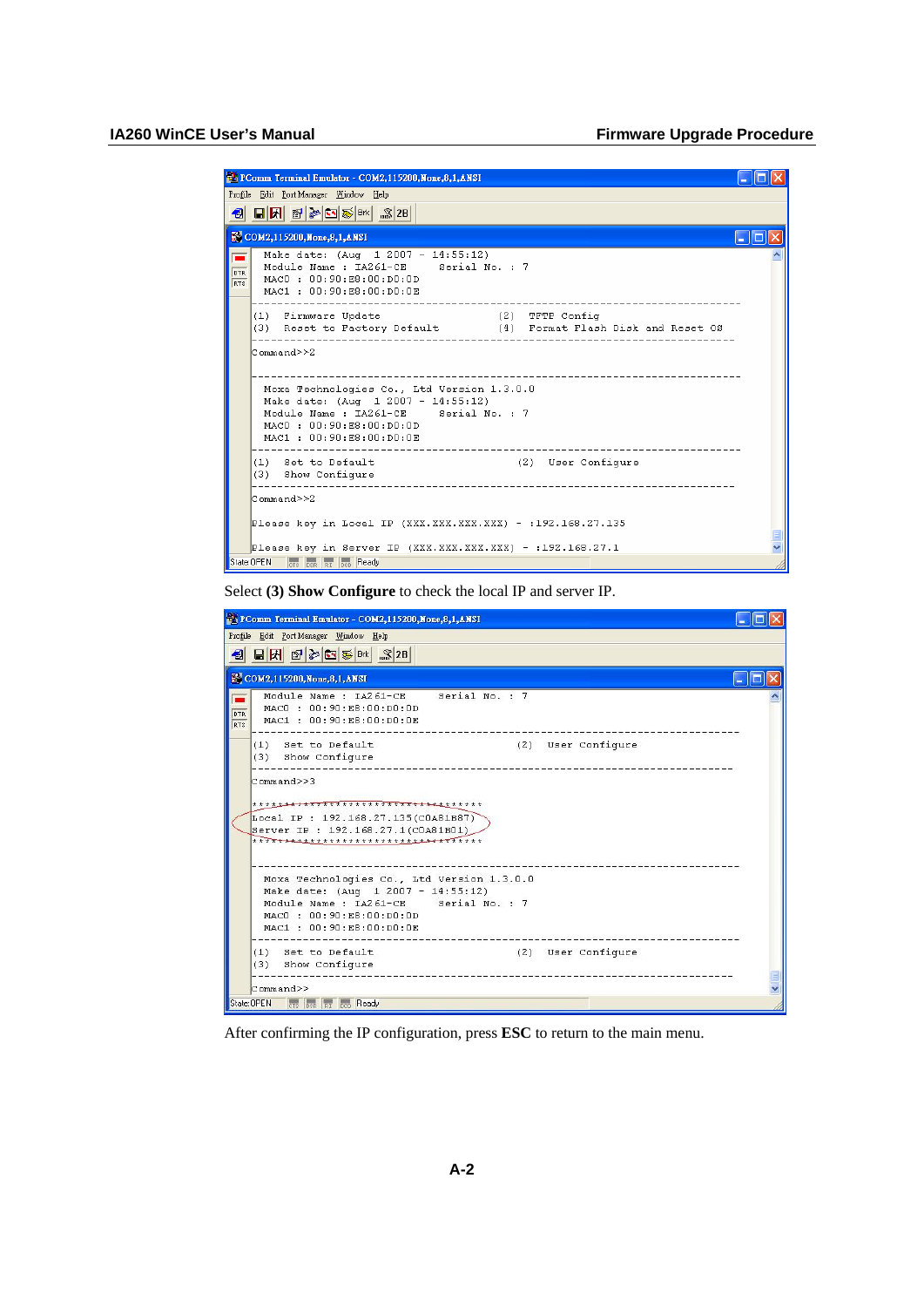```
PComm Terminal Emulator - COM2,115200,None,8,1,ANSI

  Make date: (Aug  1 2007 - 14:55:12)
  Module Name : IA261-CE      Serial No. : 7
  MAC0 : 00:90:E8:00:D0:0D
  MAC1 : 00:90:E8:00:D0:0E
--------------------------------------------------------------------------
(1)  Firmware Update                    (2)  TFTP Config
(3)  Reset to Factory Default           (4)  Format Flash Disk and Reset OS
--------------------------------------------------------------------------
Command>>2

--------------------------------------------------------------------------
  Moxa Technologies Co., Ltd Version 1.3.0.0
  Make date: (Aug  1 2007 - 14:55:12)
  Module Name : IA261-CE      Serial No. : 7
  MAC0 : 00:90:E8:00:D0:0D
  MAC1 : 00:90:E8:00:D0:0E
--------------------------------------------------------------------------
(1)  Set to Default                        (2)  User Configure
(3)  Show Configure
--------------------------------------------------------------------------
Command>>2

Please key in Local IP (XXX.XXX.XXX.XXX) - :192.168.27.135

Please key in Server IP (XXX.XXX.XXX.XXX) - :192.168.27.1
```

Select **(3) Show Configure** to check the local IP and server IP.

```
PComm Terminal Emulator - COM2,115200,None,8,1,ANSI

  Module Name : IA261-CE      Serial No. : 7
  MAC0 : 00:90:E8:00:D0:0D
  MAC1 : 00:90:E8:00:D0:0E
--------------------------------------------------------------------------
(1)  Set to Default                        (2)  User Configure
(3)  Show Configure
--------------------------------------------------------------------------
Command>>3

************************************
Local IP : 192.168.27.135(C0A81B87)
Server IP : 192.168.27.1(C0A81B01)
************************************

--------------------------------------------------------------------------
  Moxa Technologies Co., Ltd Version 1.3.0.0
  Make date: (Aug  1 2007 - 14:55:12)
  Module Name : IA261-CE      Serial No. : 7
  MAC0 : 00:90:E8:00:D0:0D
  MAC1 : 00:90:E8:00:D0:0E
--------------------------------------------------------------------------
(1)  Set to Default                        (2)  User Configure
(3)  Show Configure
--------------------------------------------------------------------------
Command>>
```

After confirming the IP configuration, press **ESC** to return to the main menu.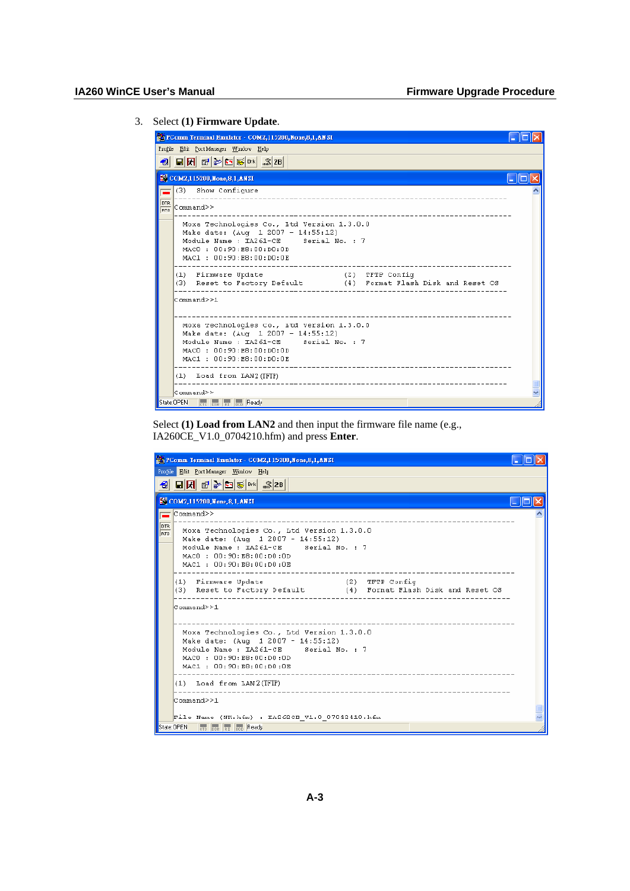3. Select **(1) Firmware Update**.

```
PComm Terminal Emulator - COM2,115200,None,8,1,ANSI
Profile  Edit  Port Manager  Window  Help

COM2,115200,None,8,1,ANSI
(3)  Show Configure
----------------------------------------------------------------
Command>>
----------------------------------------------------------------
  Moxa Technologies Co., Ltd Version 1.3.0.0
  Make date: (Aug  1 2007 - 14:55:12)
  Module Name : IA261-CE      Serial No. : 7
  MAC0 : 00:90:E8:00:D0:0D
  MAC1 : 00:90:E8:00:D0:0E
----------------------------------------------------------------
(1)  Firmware Update                  (2)  TFTP Config
(3)  Reset to Factory Default         (4)  Format Flash Disk and Reset OS
----------------------------------------------------------------
Command>>1
----------------------------------------------------------------
  Moxa Technologies Co., Ltd Version 1.3.0.0
  Make date: (Aug  1 2007 - 14:55:12)
  Module Name : IA261-CE      Serial No. : 7
  MAC0 : 00:90:E8:00:D0:0D
  MAC1 : 00:90:E8:00:D0:0E
----------------------------------------------------------------
(1)  Load from LAN2 (TFTP)
----------------------------------------------------------------
Command>>
State: OPEN    Ready
```

Select **(1) Load from LAN2** and then input the firmware file name (e.g., IA260CE_V1.0_0704210.hfm) and press **Enter**.

```
PComm Terminal Emulator - COM2,115200,None,8,1,ANSI
Profile  Edit  Port Manager  Window  Help

COM2,115200,None,8,1,ANSI
Command>>
----------------------------------------------------------------
  Moxa Technologies Co., Ltd Version 1.3.0.0
  Make date: (Aug  1 2007 - 14:55:12)
  Module Name : IA261-CE      Serial No. : 7
  MAC0 : 00:90:E8:00:D0:0D
  MAC1 : 00:90:E8:00:D0:0E
----------------------------------------------------------------
(1)  Firmware Update                  (2)  TFTP Config
(3)  Reset to Factory Default         (4)  Format Flash Disk and Reset OS
----------------------------------------------------------------
Command>>1
----------------------------------------------------------------
  Moxa Technologies Co., Ltd Version 1.3.0.0
  Make date: (Aug  1 2007 - 14:55:12)
  Module Name : IA261-CE      Serial No. : 7
  MAC0 : 00:90:E8:00:D0:0D
  MAC1 : 00:90:E8:00:D0:0E
----------------------------------------------------------------
(1)  Load from LAN2 (TFTP)
----------------------------------------------------------------
Command>>1

File Name (NK.hfm) : IA260CE_V1.0_07042410.hfm
State: OPEN    Ready
```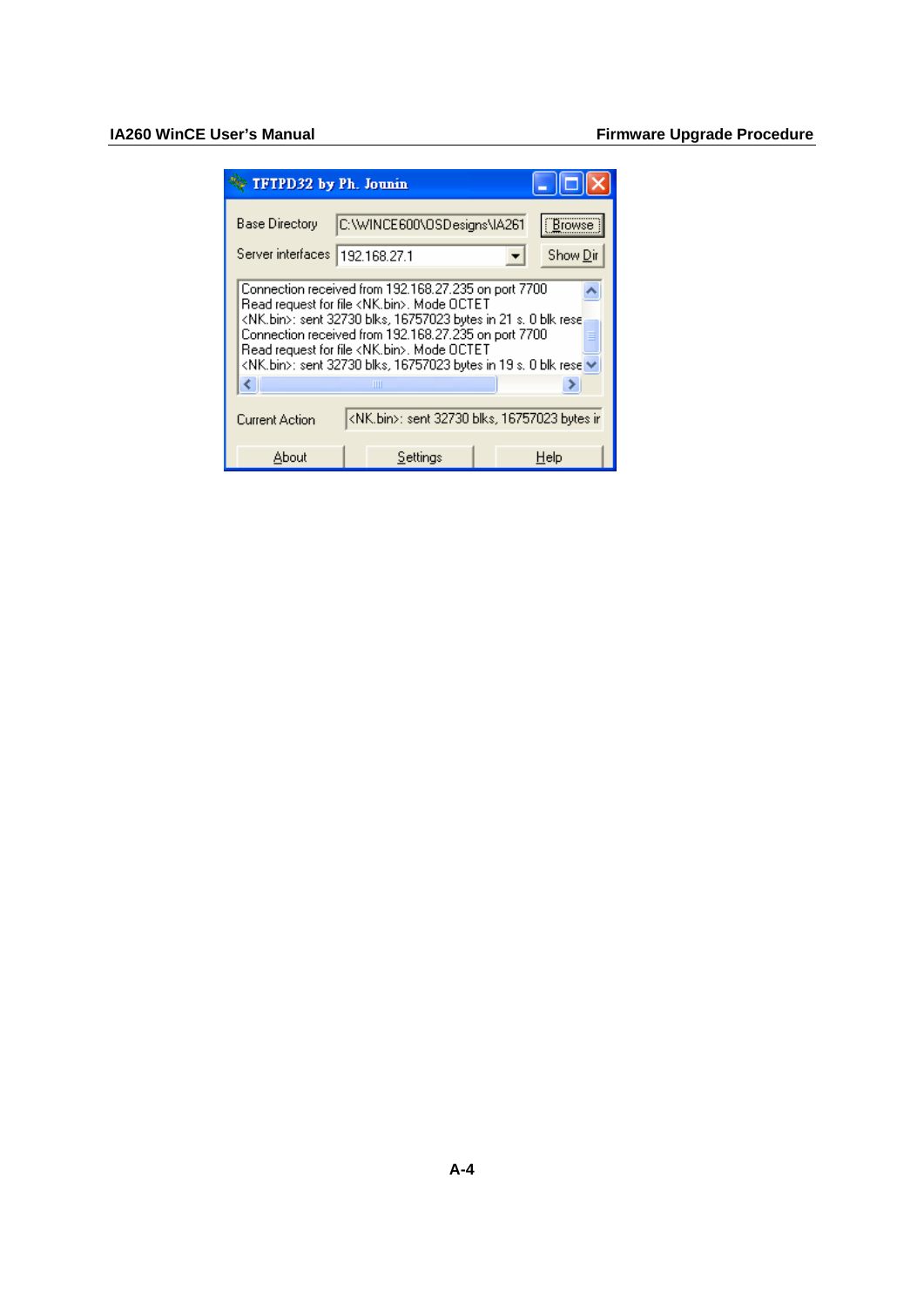TFTPD32 by Ph. Jounin

Base Directory C:\WINCE600\OSDesigns\IA261 Browse

Server interfaces 192.168.27.1 Show Dir

Connection received from 192.168.27.235 on port 7700
Read request for file <NK.bin>. Mode OCTET
<NK.bin>: sent 32730 blks, 16757023 bytes in 21 s. 0 blk rese
Connection received from 192.168.27.235 on port 7700
Read request for file <NK.bin>. Mode OCTET
<NK.bin>: sent 32730 blks, 16757023 bytes in 19 s. 0 blk rese

Current Action <NK.bin>: sent 32730 blks, 16757023 bytes ir

About Settings Help